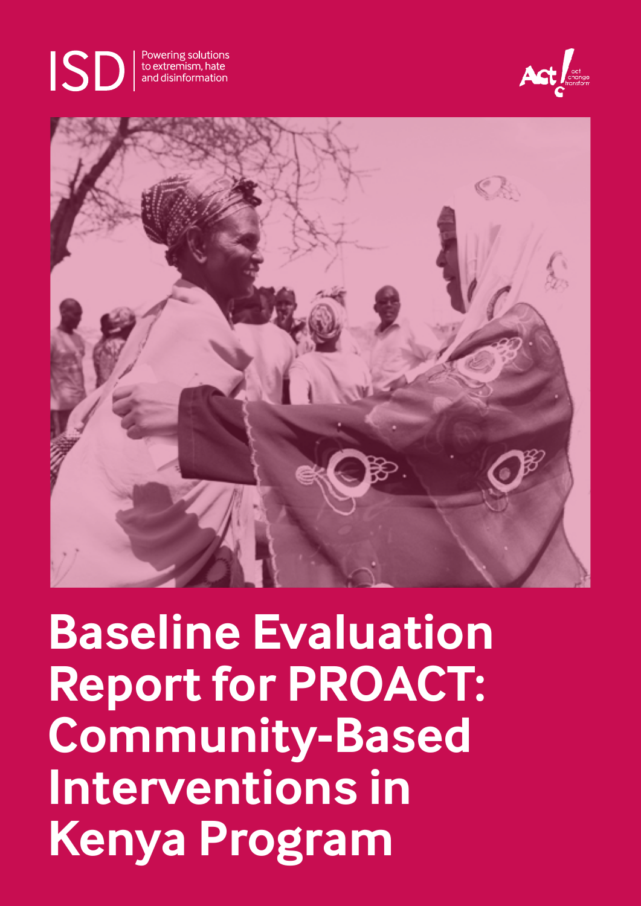ISD | Powering solutions to extremism, hate and disinformation

Act! act change transform

# Baseline Evaluation Report for PROACT: Community-Based Interventions in Kenya Program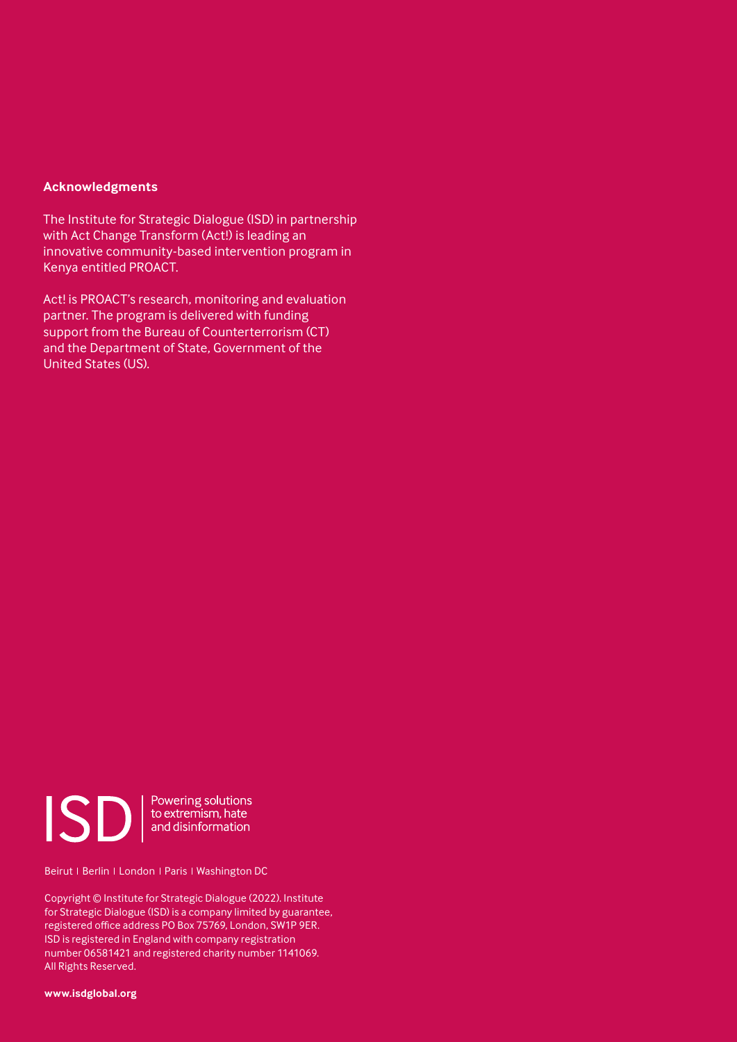**Acknowledgments**

The Institute for Strategic Dialogue (ISD) in partnership with Act Change Transform (Act!) is leading an innovative community-based intervention program in Kenya entitled PROACT.

Act! is PROACT's research, monitoring and evaluation partner. The program is delivered with funding support from the Bureau of Counterterrorism (CT) and the Department of State, Government of the United States (US).

ISD | Powering solutions to extremism, hate and disinformation

Beirut | Berlin | London | Paris | Washington DC

Copyright © Institute for Strategic Dialogue (2022). Institute for Strategic Dialogue (ISD) is a company limited by guarantee, registered office address PO Box 75769, London, SW1P 9ER. ISD is registered in England with company registration number 06581421 and registered charity number 1141069. All Rights Reserved.

**www.isdglobal.org**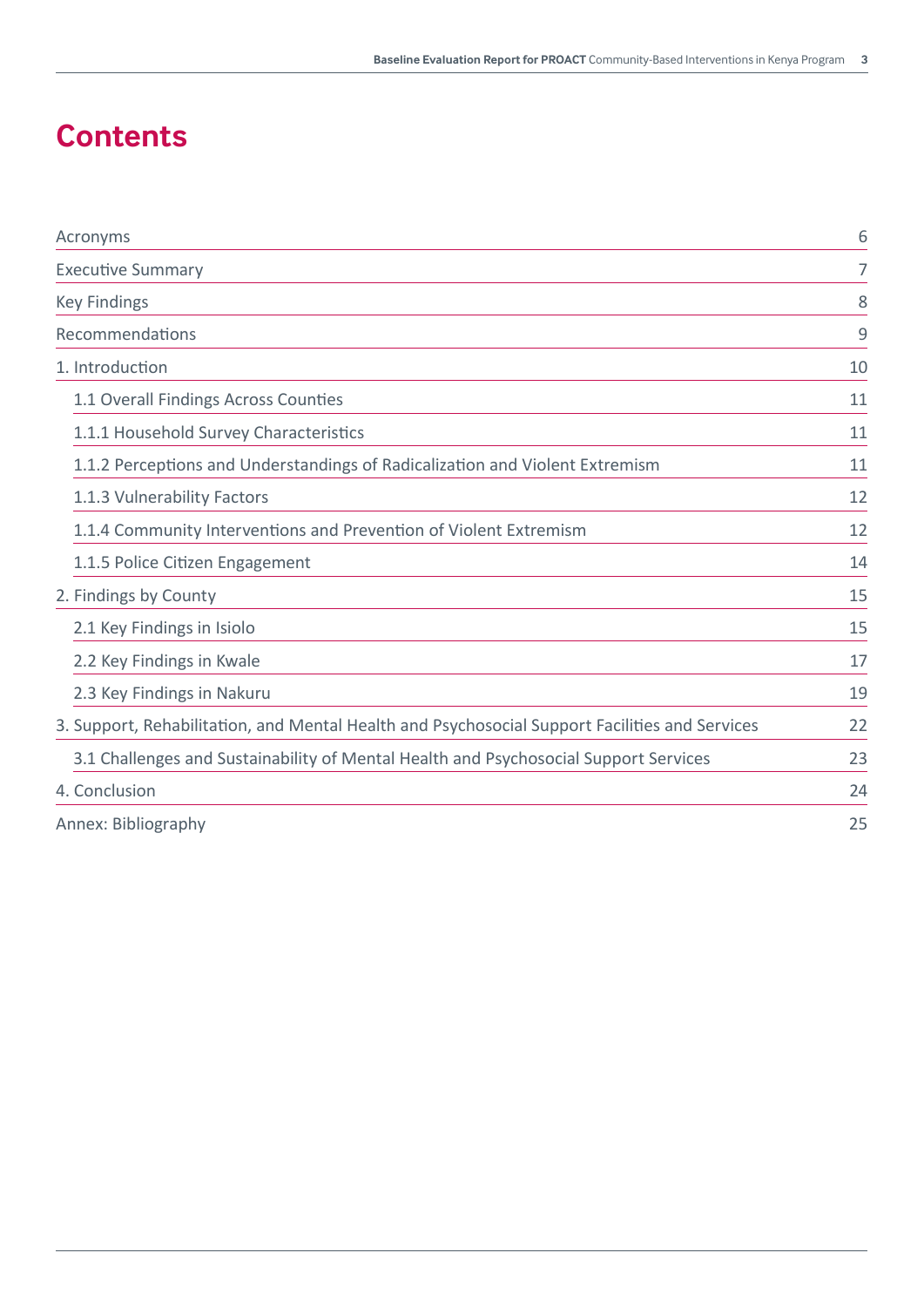# Contents

| | |
|---|---|
| Acronyms | 6 |
| Executive Summary | 7 |
| Key Findings | 8 |
| Recommendations | 9 |
| 1. Introduction | 10 |
| 1.1 Overall Findings Across Counties | 11 |
| 1.1.1 Household Survey Characteristics | 11 |
| 1.1.2 Perceptions and Understandings of Radicalization and Violent Extremism | 11 |
| 1.1.3 Vulnerability Factors | 12 |
| 1.1.4 Community Interventions and Prevention of Violent Extremism | 12 |
| 1.1.5 Police Citizen Engagement | 14 |
| 2. Findings by County | 15 |
| 2.1 Key Findings in Isiolo | 15 |
| 2.2 Key Findings in Kwale | 17 |
| 2.3 Key Findings in Nakuru | 19 |
| 3. Support, Rehabilitation, and Mental Health and Psychosocial Support Facilities and Services | 22 |
| 3.1 Challenges and Sustainability of Mental Health and Psychosocial Support Services | 23 |
| 4. Conclusion | 24 |
| Annex: Bibliography | 25 |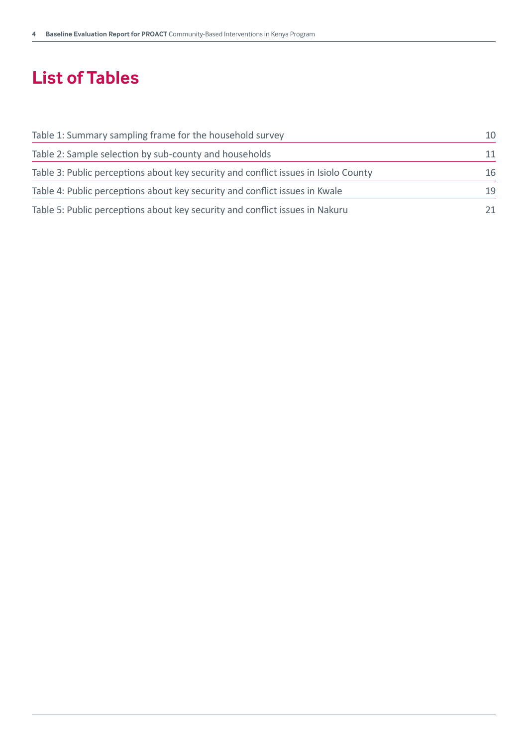# List of Tables

| | |
|---|---|
| Table 1: Summary sampling frame for the household survey | 10 |
| Table 2: Sample selection by sub-county and households | 11 |
| Table 3: Public perceptions about key security and conflict issues in Isiolo County | 16 |
| Table 4: Public perceptions about key security and conflict issues in Kwale | 19 |
| Table 5: Public perceptions about key security and conflict issues in Nakuru | 21 |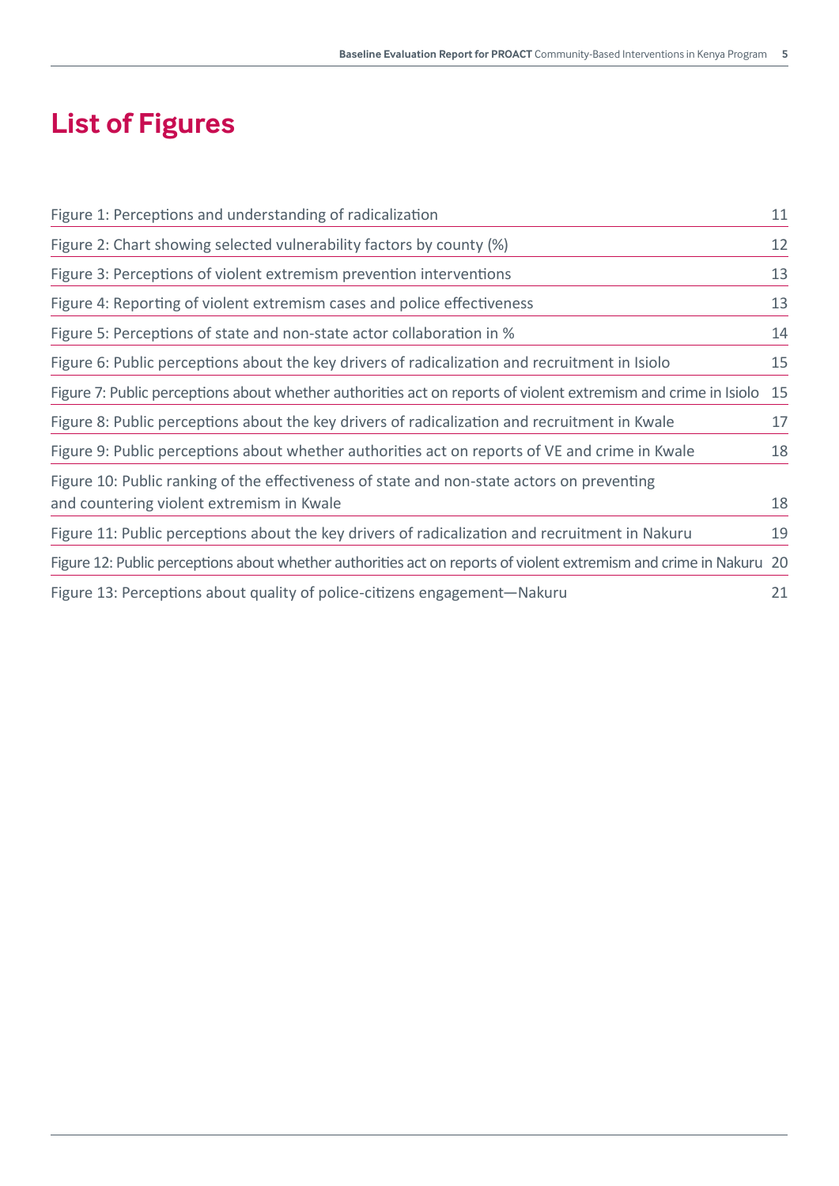# List of Figures

| | |
|---|---|
| Figure 1: Perceptions and understanding of radicalization | 11 |
| Figure 2: Chart showing selected vulnerability factors by county (%) | 12 |
| Figure 3: Perceptions of violent extremism prevention interventions | 13 |
| Figure 4: Reporting of violent extremism cases and police effectiveness | 13 |
| Figure 5: Perceptions of state and non-state actor collaboration in % | 14 |
| Figure 6: Public perceptions about the key drivers of radicalization and recruitment in Isiolo | 15 |
| Figure 7: Public perceptions about whether authorities act on reports of violent extremism and crime in Isiolo | 15 |
| Figure 8: Public perceptions about the key drivers of radicalization and recruitment in Kwale | 17 |
| Figure 9: Public perceptions about whether authorities act on reports of VE and crime in Kwale | 18 |
| Figure 10: Public ranking of the effectiveness of state and non-state actors on preventing and countering violent extremism in Kwale | 18 |
| Figure 11: Public perceptions about the key drivers of radicalization and recruitment in Nakuru | 19 |
| Figure 12: Public perceptions about whether authorities act on reports of violent extremism and crime in Nakuru | 20 |
| Figure 13: Perceptions about quality of police-citizens engagement—Nakuru | 21 |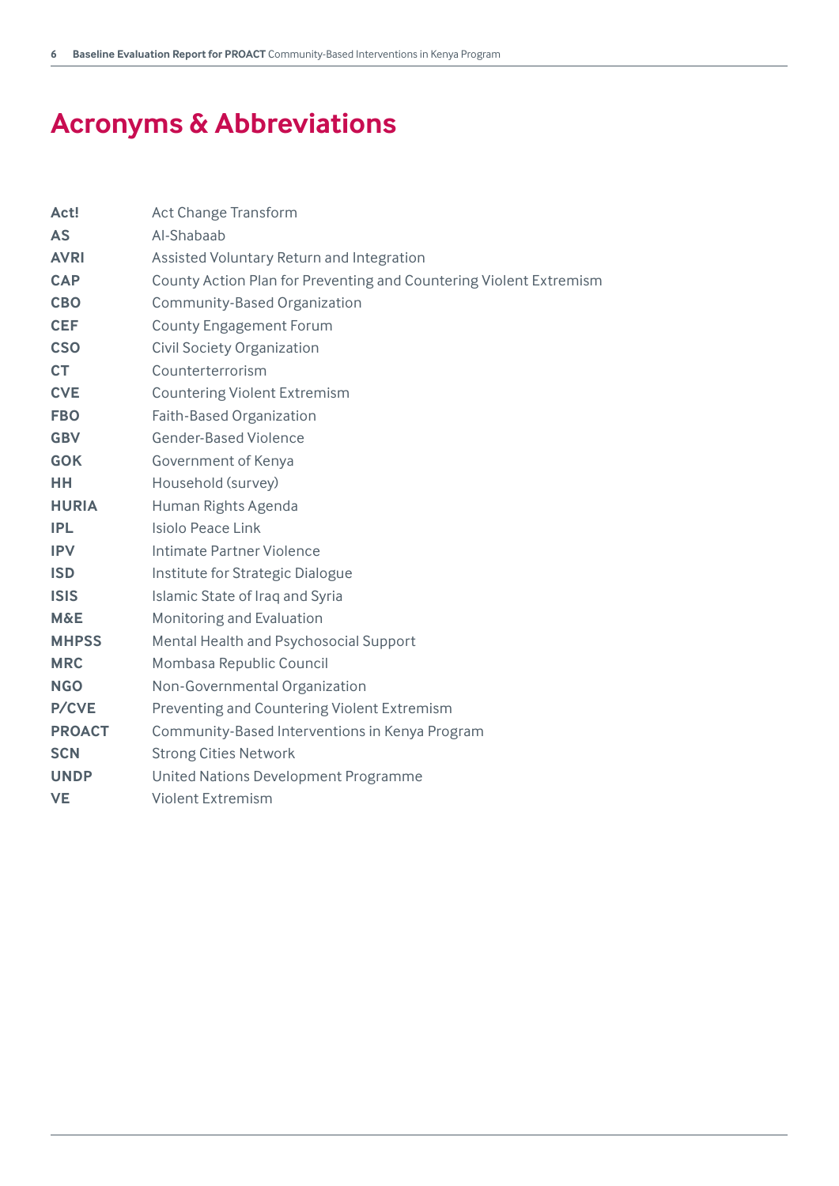# Acronyms & Abbreviations

| | |
|---|---|
| **Act!** | Act Change Transform |
| **AS** | Al-Shabaab |
| **AVRI** | Assisted Voluntary Return and Integration |
| **CAP** | County Action Plan for Preventing and Countering Violent Extremism |
| **CBO** | Community-Based Organization |
| **CEF** | County Engagement Forum |
| **CSO** | Civil Society Organization |
| **CT** | Counterterrorism |
| **CVE** | Countering Violent Extremism |
| **FBO** | Faith-Based Organization |
| **GBV** | Gender-Based Violence |
| **GOK** | Government of Kenya |
| **HH** | Household (survey) |
| **HURIA** | Human Rights Agenda |
| **IPL** | Isiolo Peace Link |
| **IPV** | Intimate Partner Violence |
| **ISD** | Institute for Strategic Dialogue |
| **ISIS** | Islamic State of Iraq and Syria |
| **M&E** | Monitoring and Evaluation |
| **MHPSS** | Mental Health and Psychosocial Support |
| **MRC** | Mombasa Republic Council |
| **NGO** | Non-Governmental Organization |
| **P/CVE** | Preventing and Countering Violent Extremism |
| **PROACT** | Community-Based Interventions in Kenya Program |
| **SCN** | Strong Cities Network |
| **UNDP** | United Nations Development Programme |
| **VE** | Violent Extremism |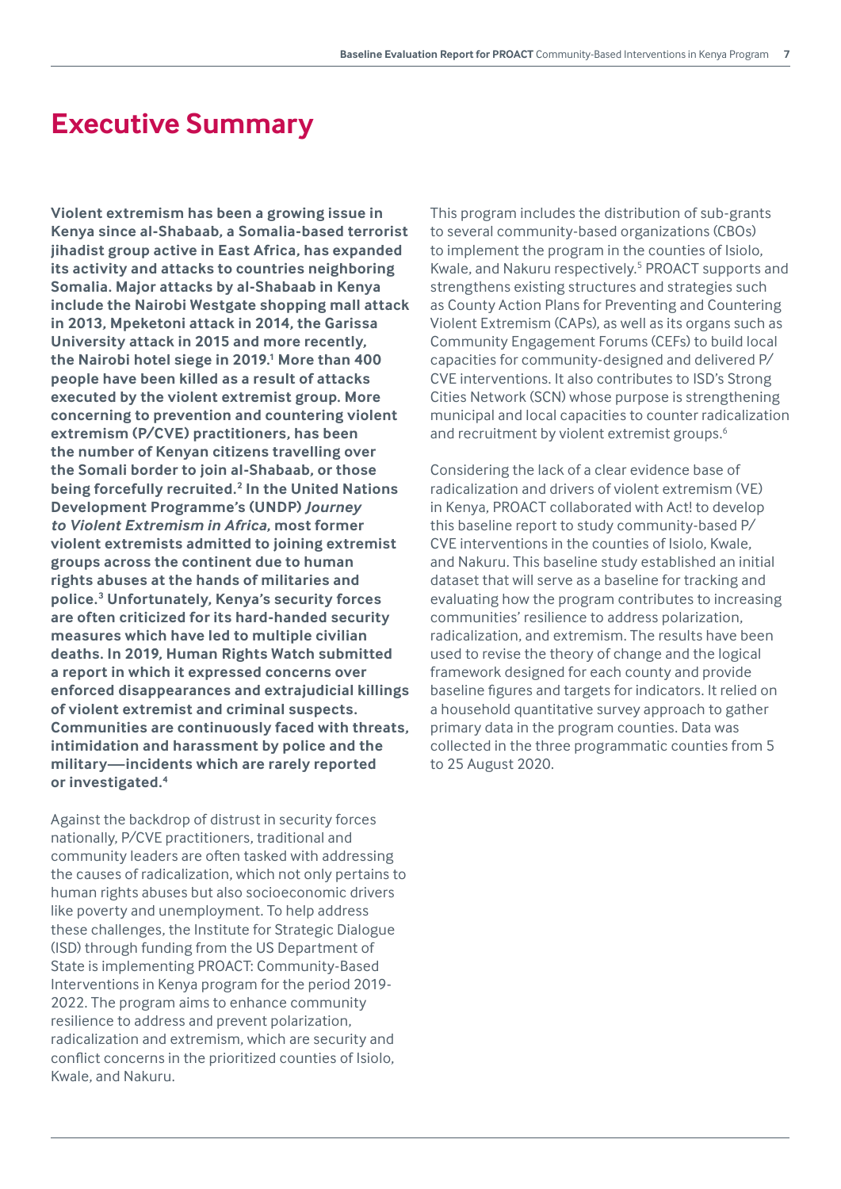# Executive Summary

**Violent extremism has been a growing issue in Kenya since al-Shabaab, a Somalia-based terrorist jihadist group active in East Africa, has expanded its activity and attacks to countries neighboring Somalia. Major attacks by al-Shabaab in Kenya include the Nairobi Westgate shopping mall attack in 2013, Mpeketoni attack in 2014, the Garissa University attack in 2015 and more recently, the Nairobi hotel siege in 2019.[1] More than 400 people have been killed as a result of attacks executed by the violent extremist group. More concerning to prevention and countering violent extremism (P/CVE) practitioners, has been the number of Kenyan citizens travelling over the Somali border to join al-Shabaab, or those being forcefully recruited.[2] In the United Nations Development Programme's (UNDP) *Journey to Violent Extremism in Africa*, most former violent extremists admitted to joining extremist groups across the continent due to human rights abuses at the hands of militaries and police.[3] Unfortunately, Kenya's security forces are often criticized for its hard-handed security measures which have led to multiple civilian deaths. In 2019, Human Rights Watch submitted a report in which it expressed concerns over enforced disappearances and extrajudicial killings of violent extremist and criminal suspects. Communities are continuously faced with threats, intimidation and harassment by police and the military—incidents which are rarely reported or investigated.[4]**

Against the backdrop of distrust in security forces nationally, P/CVE practitioners, traditional and community leaders are often tasked with addressing the causes of radicalization, which not only pertains to human rights abuses but also socioeconomic drivers like poverty and unemployment. To help address these challenges, the Institute for Strategic Dialogue (ISD) through funding from the US Department of State is implementing PROACT: Community-Based Interventions in Kenya program for the period 2019-2022. The program aims to enhance community resilience to address and prevent polarization, radicalization and extremism, which are security and conflict concerns in the prioritized counties of Isiolo, Kwale, and Nakuru.

This program includes the distribution of sub-grants to several community-based organizations (CBOs) to implement the program in the counties of Isiolo, Kwale, and Nakuru respectively.[5] PROACT supports and strengthens existing structures and strategies such as County Action Plans for Preventing and Countering Violent Extremism (CAPs), as well as its organs such as Community Engagement Forums (CEFs) to build local capacities for community-designed and delivered P/CVE interventions. It also contributes to ISD's Strong Cities Network (SCN) whose purpose is strengthening municipal and local capacities to counter radicalization and recruitment by violent extremist groups.[6]

Considering the lack of a clear evidence base of radicalization and drivers of violent extremism (VE) in Kenya, PROACT collaborated with Act! to develop this baseline report to study community-based P/CVE interventions in the counties of Isiolo, Kwale, and Nakuru. This baseline study established an initial dataset that will serve as a baseline for tracking and evaluating how the program contributes to increasing communities' resilience to address polarization, radicalization, and extremism. The results have been used to revise the theory of change and the logical framework designed for each county and provide baseline figures and targets for indicators. It relied on a household quantitative survey approach to gather primary data in the program counties. Data was collected in the three programmatic counties from 5 to 25 August 2020.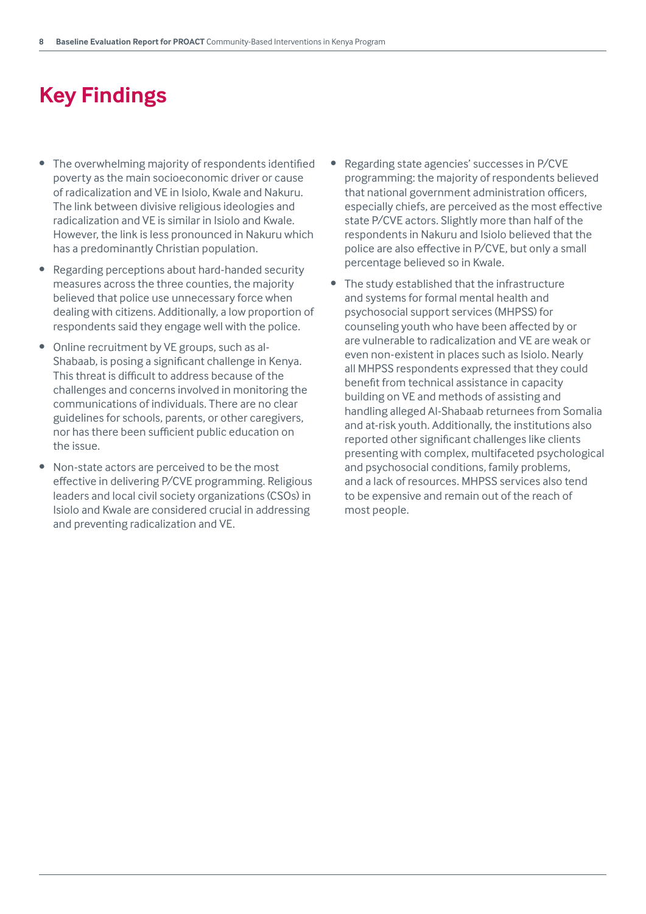# Key Findings

- The overwhelming majority of respondents identified poverty as the main socioeconomic driver or cause of radicalization and VE in Isiolo, Kwale and Nakuru. The link between divisive religious ideologies and radicalization and VE is similar in Isiolo and Kwale. However, the link is less pronounced in Nakuru which has a predominantly Christian population.
- Regarding perceptions about hard-handed security measures across the three counties, the majority believed that police use unnecessary force when dealing with citizens. Additionally, a low proportion of respondents said they engage well with the police.
- Online recruitment by VE groups, such as al-Shabaab, is posing a significant challenge in Kenya. This threat is difficult to address because of the challenges and concerns involved in monitoring the communications of individuals. There are no clear guidelines for schools, parents, or other caregivers, nor has there been sufficient public education on the issue.
- Non-state actors are perceived to be the most effective in delivering P/CVE programming. Religious leaders and local civil society organizations (CSOs) in Isiolo and Kwale are considered crucial in addressing and preventing radicalization and VE.
- Regarding state agencies' successes in P/CVE programming: the majority of respondents believed that national government administration officers, especially chiefs, are perceived as the most effective state P/CVE actors. Slightly more than half of the respondents in Nakuru and Isiolo believed that the police are also effective in P/CVE, but only a small percentage believed so in Kwale.
- The study established that the infrastructure and systems for formal mental health and psychosocial support services (MHPSS) for counseling youth who have been affected by or are vulnerable to radicalization and VE are weak or even non-existent in places such as Isiolo. Nearly all MHPSS respondents expressed that they could benefit from technical assistance in capacity building on VE and methods of assisting and handling alleged Al-Shabaab returnees from Somalia and at-risk youth. Additionally, the institutions also reported other significant challenges like clients presenting with complex, multifaceted psychological and psychosocial conditions, family problems, and a lack of resources. MHPSS services also tend to be expensive and remain out of the reach of most people.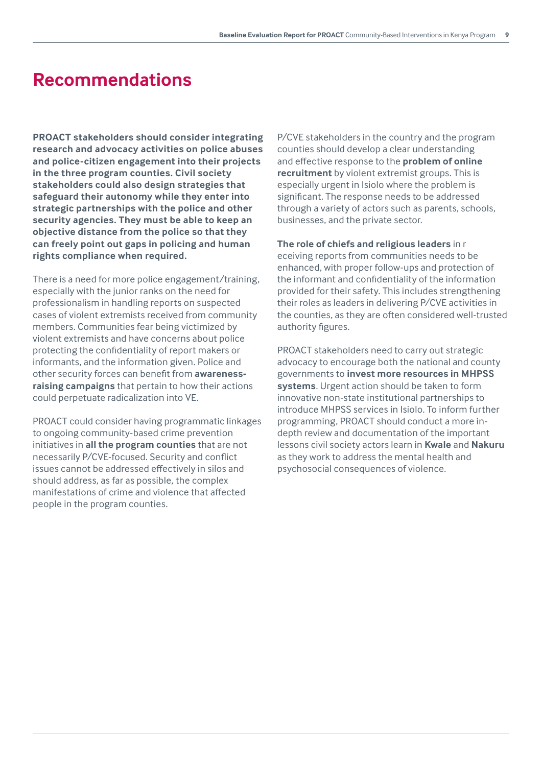# Recommendations

**PROACT stakeholders should consider integrating research and advocacy activities on police abuses and police-citizen engagement into their projects in the three program counties. Civil society stakeholders could also design strategies that safeguard their autonomy while they enter into strategic partnerships with the police and other security agencies. They must be able to keep an objective distance from the police so that they can freely point out gaps in policing and human rights compliance when required.**

There is a need for more police engagement/training, especially with the junior ranks on the need for professionalism in handling reports on suspected cases of violent extremists received from community members. Communities fear being victimized by violent extremists and have concerns about police protecting the confidentiality of report makers or informants, and the information given. Police and other security forces can benefit from **awareness-raising campaigns** that pertain to how their actions could perpetuate radicalization into VE.

PROACT could consider having programmatic linkages to ongoing community-based crime prevention initiatives in **all the program counties** that are not necessarily P/CVE-focused. Security and conflict issues cannot be addressed effectively in silos and should address, as far as possible, the complex manifestations of crime and violence that affected people in the program counties.

P/CVE stakeholders in the country and the program counties should develop a clear understanding and effective response to the **problem of online recruitment** by violent extremist groups. This is especially urgent in Isiolo where the problem is significant. The response needs to be addressed through a variety of actors such as parents, schools, businesses, and the private sector.

**The role of chiefs and religious leaders** in r eceiving reports from communities needs to be enhanced, with proper follow-ups and protection of the informant and confidentiality of the information provided for their safety. This includes strengthening their roles as leaders in delivering P/CVE activities in the counties, as they are often considered well-trusted authority figures.

PROACT stakeholders need to carry out strategic advocacy to encourage both the national and county governments to **invest more resources in MHPSS systems**. Urgent action should be taken to form innovative non-state institutional partnerships to introduce MHPSS services in Isiolo. To inform further programming, PROACT should conduct a more in-depth review and documentation of the important lessons civil society actors learn in **Kwale** and **Nakuru** as they work to address the mental health and psychosocial consequences of violence.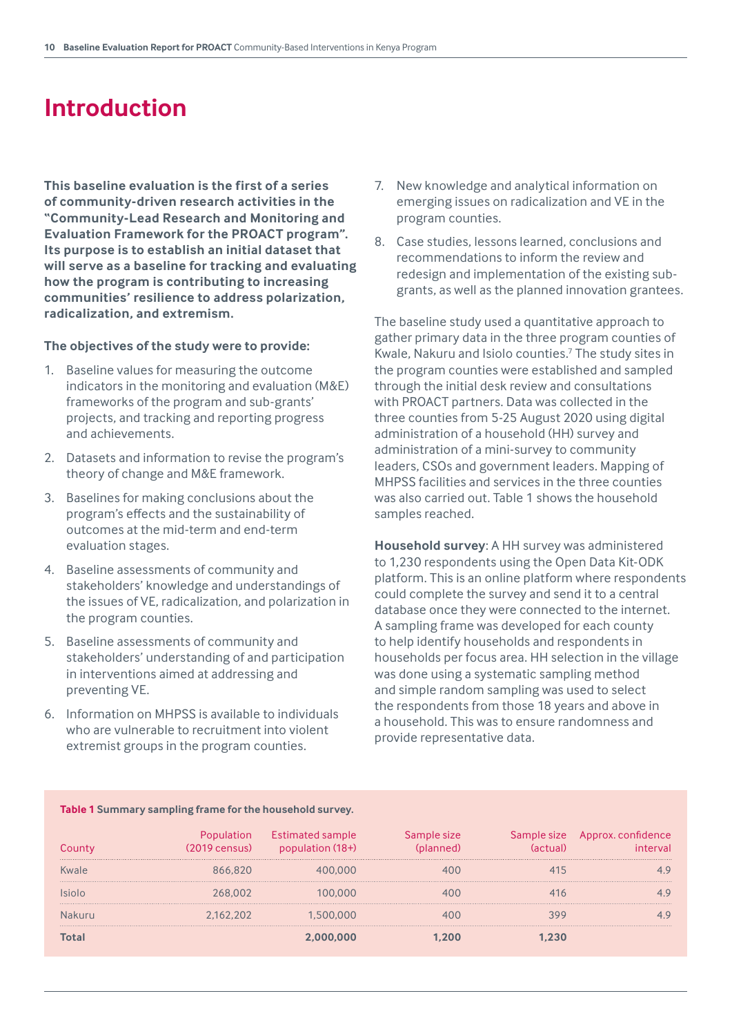# Introduction

**This baseline evaluation is the first of a series of community-driven research activities in the "Community-Lead Research and Monitoring and Evaluation Framework for the PROACT program". Its purpose is to establish an initial dataset that will serve as a baseline for tracking and evaluating how the program is contributing to increasing communities' resilience to address polarization, radicalization, and extremism.**

**The objectives of the study were to provide:**

1. Baseline values for measuring the outcome indicators in the monitoring and evaluation (M&E) frameworks of the program and sub-grants' projects, and tracking and reporting progress and achievements.
2. Datasets and information to revise the program's theory of change and M&E framework.
3. Baselines for making conclusions about the program's effects and the sustainability of outcomes at the mid-term and end-term evaluation stages.
4. Baseline assessments of community and stakeholders' knowledge and understandings of the issues of VE, radicalization, and polarization in the program counties.
5. Baseline assessments of community and stakeholders' understanding of and participation in interventions aimed at addressing and preventing VE.
6. Information on MHPSS is available to individuals who are vulnerable to recruitment into violent extremist groups in the program counties.
7. New knowledge and analytical information on emerging issues on radicalization and VE in the program counties.
8. Case studies, lessons learned, conclusions and recommendations to inform the review and redesign and implementation of the existing sub-grants, as well as the planned innovation grantees.

The baseline study used a quantitative approach to gather primary data in the three program counties of Kwale, Nakuru and Isiolo counties.[7] The study sites in the program counties were established and sampled through the initial desk review and consultations with PROACT partners. Data was collected in the three counties from 5-25 August 2020 using digital administration of a household (HH) survey and administration of a mini-survey to community leaders, CSOs and government leaders. Mapping of MHPSS facilities and services in the three counties was also carried out. Table 1 shows the household samples reached.

**Household survey**: A HH survey was administered to 1,230 respondents using the Open Data Kit-ODK platform. This is an online platform where respondents could complete the survey and send it to a central database once they were connected to the internet. A sampling frame was developed for each county to help identify households and respondents in households per focus area. HH selection in the village was done using a systematic sampling method and simple random sampling was used to select the respondents from those 18 years and above in a household. This was to ensure randomness and provide representative data.

**Table 1** Summary sampling frame for the household survey.

| County | Population (2019 census) | Estimated sample population (18+) | Sample size (planned) | Sample size (actual) | Approx. confidence interval |
|---|---|---|---|---|---|
| Kwale | 866,820 | 400,000 | 400 | 415 | 4.9 |
| Isiolo | 268,002 | 100,000 | 400 | 416 | 4.9 |
| Nakuru | 2,162,202 | 1,500,000 | 400 | 399 | 4.9 |
| **Total** | | **2,000,000** | **1,200** | **1,230** | |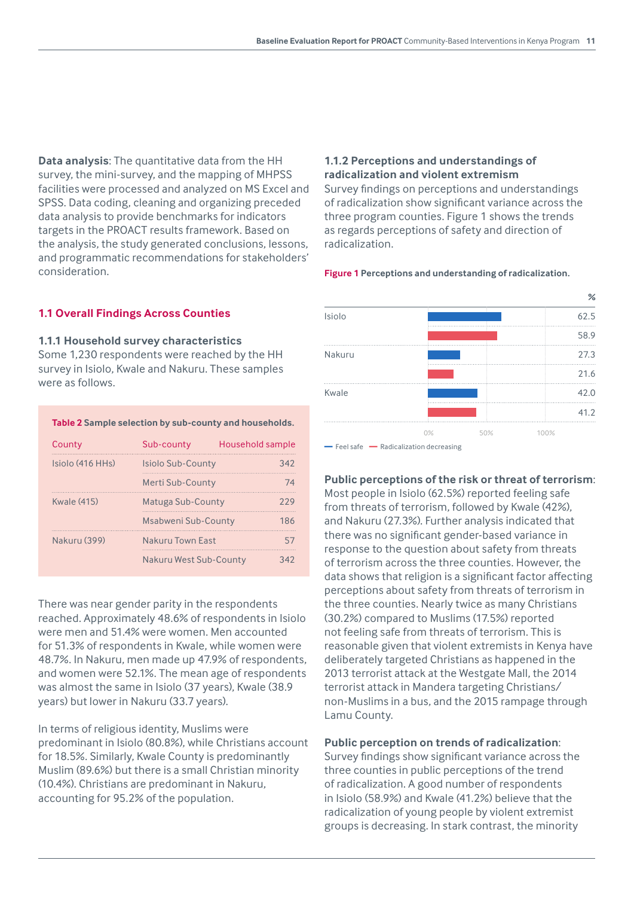**Data analysis**: The quantitative data from the HH survey, the mini-survey, and the mapping of MHPSS facilities were processed and analyzed on MS Excel and SPSS. Data coding, cleaning and organizing preceded data analysis to provide benchmarks for indicators targets in the PROACT results framework. Based on the analysis, the study generated conclusions, lessons, and programmatic recommendations for stakeholders' consideration.

## 1.1 Overall Findings Across Counties

### 1.1.1 Household survey characteristics

Some 1,230 respondents were reached by the HH survey in Isiolo, Kwale and Nakuru. These samples were as follows.

**Table 2** Sample selection by sub-county and households.

| County | Sub-county | Household sample |
|---|---|---|
| Isiolo (416 HHs) | Isiolo Sub-County | 342 |
| | Merti Sub-County | 74 |
| Kwale (415) | Matuga Sub-County | 229 |
| | Msabweni Sub-County | 186 |
| Nakuru (399) | Nakuru Town East | 57 |
| | Nakuru West Sub-County | 342 |

There was near gender parity in the respondents reached. Approximately 48.6% of respondents in Isiolo were men and 51.4% were women. Men accounted for 51.3% of respondents in Kwale, while women were 48.7%. In Nakuru, men made up 47.9% of respondents, and women were 52.1%. The mean age of respondents was almost the same in Isiolo (37 years), Kwale (38.9 years) but lower in Nakuru (33.7 years).

In terms of religious identity, Muslims were predominant in Isiolo (80.8%), while Christians account for 18.5%. Similarly, Kwale County is predominantly Muslim (89.6%) but there is a small Christian minority (10.4%). Christians are predominant in Nakuru, accounting for 95.2% of the population.

### 1.1.2 Perceptions and understandings of radicalization and violent extremism

Survey findings on perceptions and understandings of radicalization show significant variance across the three program counties. Figure 1 shows the trends as regards perceptions of safety and direction of radicalization.

**Figure 1** Perceptions and understanding of radicalization.

| County | Feel safe (%) | Radicalization decreasing (%) |
|---|---|---|
| Isiolo | 62.5 | 58.9 |
| Nakuru | 27.3 | 21.6 |
| Kwale | 42.0 | 41.2 |

**Public perceptions of the risk or threat of terrorism**: Most people in Isiolo (62.5%) reported feeling safe from threats of terrorism, followed by Kwale (42%), and Nakuru (27.3%). Further analysis indicated that there was no significant gender-based variance in response to the question about safety from threats of terrorism across the three counties. However, the data shows that religion is a significant factor affecting perceptions about safety from threats of terrorism in the three counties. Nearly twice as many Christians (30.2%) compared to Muslims (17.5%) reported not feeling safe from threats of terrorism. This is reasonable given that violent extremists in Kenya have deliberately targeted Christians as happened in the 2013 terrorist attack at the Westgate Mall, the 2014 terrorist attack in Mandera targeting Christians/non-Muslims in a bus, and the 2015 rampage through Lamu County.

**Public perception on trends of radicalization**: Survey findings show significant variance across the three counties in public perceptions of the trend of radicalization. A good number of respondents in Isiolo (58.9%) and Kwale (41.2%) believe that the radicalization of young people by violent extremist groups is decreasing. In stark contrast, the minority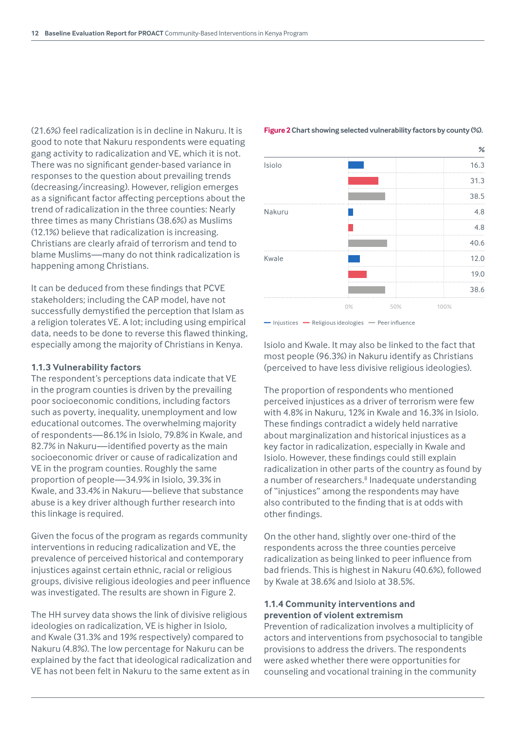(21.6%) feel radicalization is in decline in Nakuru. It is good to note that Nakuru respondents were equating gang activity to radicalization and VE, which it is not. There was no significant gender-based variance in responses to the question about prevailing trends (decreasing/increasing). However, religion emerges as a significant factor affecting perceptions about the trend of radicalization in the three counties: Nearly three times as many Christians (38.6%) as Muslims (12.1%) believe that radicalization is increasing. Christians are clearly afraid of terrorism and tend to blame Muslims—many do not think radicalization is happening among Christians.

It can be deduced from these findings that PCVE stakeholders; including the CAP model, have not successfully demystified the perception that Islam as a religion tolerates VE. A lot; including using empirical data, needs to be done to reverse this flawed thinking, especially among the majority of Christians in Kenya.

### 1.1.3 Vulnerability factors

The respondent's perceptions data indicate that VE in the program counties is driven by the prevailing poor socioeconomic conditions, including factors such as poverty, inequality, unemployment and low educational outcomes. The overwhelming majority of respondents—86.1% in Isiolo, 79.8% in Kwale, and 82.7% in Nakuru—identified poverty as the main socioeconomic driver or cause of radicalization and VE in the program counties. Roughly the same proportion of people—34.9% in Isiolo, 39.3% in Kwale, and 33.4% in Nakuru—believe that substance abuse is a key driver although further research into this linkage is required.

Given the focus of the program as regards community interventions in reducing radicalization and VE, the prevalence of perceived historical and contemporary injustices against certain ethnic, racial or religious groups, divisive religious ideologies and peer influence was investigated. The results are shown in Figure 2.

The HH survey data shows the link of divisive religious ideologies on radicalization, VE is higher in Isiolo, and Kwale (31.3% and 19% respectively) compared to Nakuru (4.8%). The low percentage for Nakuru can be explained by the fact that ideological radicalization and VE has not been felt in Nakuru to the same extent as in Isiolo and Kwale. It may also be linked to the fact that most people (96.3%) in Nakuru identify as Christians (perceived to have less divisive religious ideologies).

**Figure 2** Chart showing selected vulnerability factors by county (%).

| County | Factor | % |
|---|---|---|
| Isiolo | Injustices | 16.3 |
| | Religious ideologies | 31.3 |
| | Peer influence | 38.5 |
| Nakuru | Injustices | 4.8 |
| | Religious ideologies | 4.8 |
| | Peer influence | 40.6 |
| Kwale | Injustices | 12.0 |
| | Religious ideologies | 19.0 |
| | Peer influence | 38.6 |

The proportion of respondents who mentioned perceived injustices as a driver of terrorism were few with 4.8% in Nakuru, 12% in Kwale and 16.3% in Isiolo. These findings contradict a widely held narrative about marginalization and historical injustices as a key factor in radicalization, especially in Kwale and Isiolo. However, these findings could still explain radicalization in other parts of the country as found by a number of researchers.[8] Inadequate understanding of "injustices" among the respondents may have also contributed to the finding that is at odds with other findings.

On the other hand, slightly over one-third of the respondents across the three counties perceive radicalization as being linked to peer influence from bad friends. This is highest in Nakuru (40.6%), followed by Kwale at 38.6% and Isiolo at 38.5%.

### 1.1.4 Community interventions and prevention of violent extremism

Prevention of radicalization involves a multiplicity of actors and interventions from psychosocial to tangible provisions to address the drivers. The respondents were asked whether there were opportunities for counseling and vocational training in the community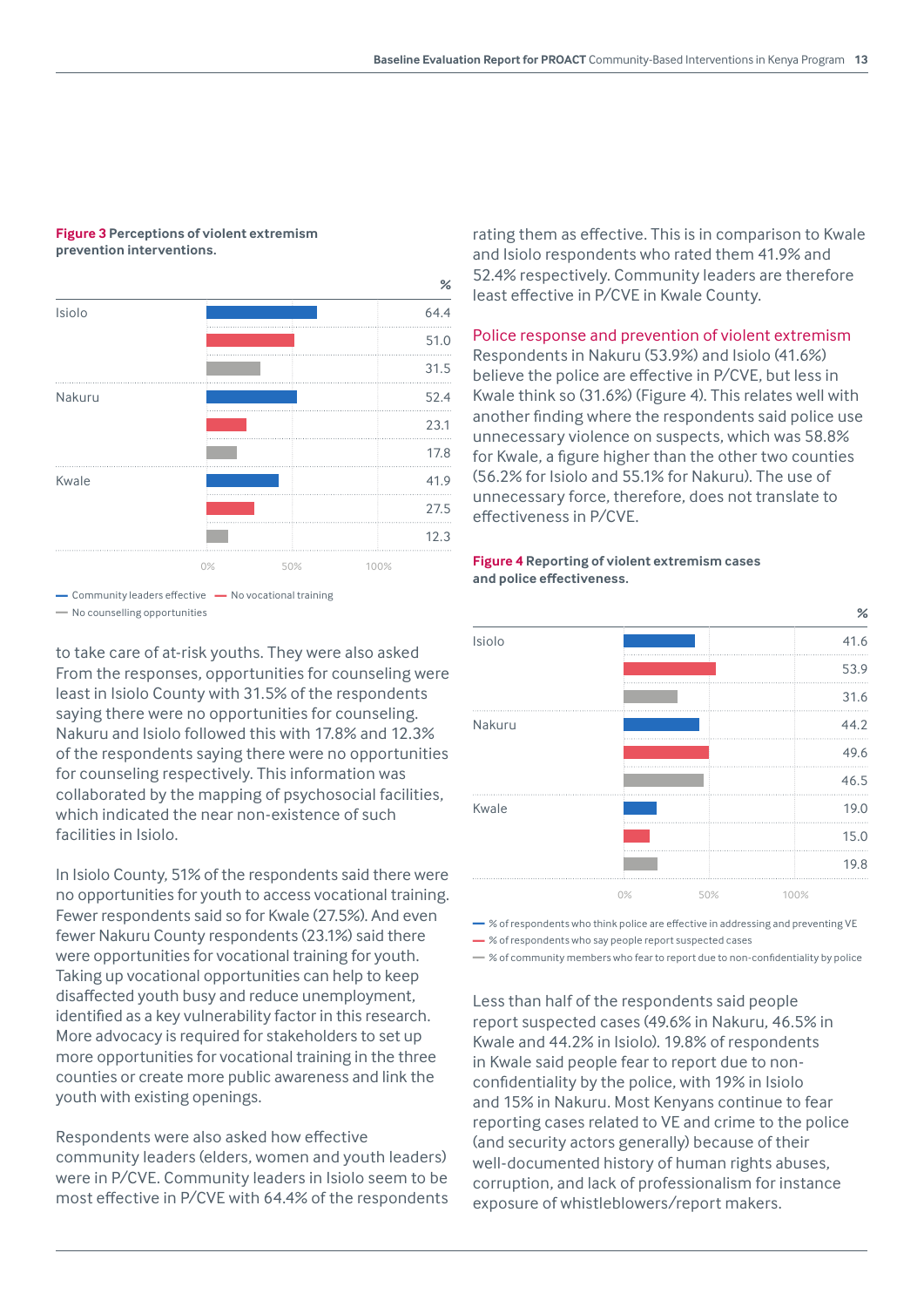**Figure 3** Perceptions of violent extremism prevention interventions.

| | Community leaders effective (%) | No vocational training (%) | No counselling opportunities (%) |
|---|---|---|---|
| Isiolo | 64.4 | 51.0 | 31.5 |
| Nakuru | 52.4 | 23.1 | 17.8 |
| Kwale | 41.9 | 27.5 | 12.3 |

to take care of at-risk youths. They were also asked From the responses, opportunities for counseling were least in Isiolo County with 31.5% of the respondents saying there were no opportunities for counseling. Nakuru and Isiolo followed this with 17.8% and 12.3% of the respondents saying there were no opportunities for counseling respectively. This information was collaborated by the mapping of psychosocial facilities, which indicated the near non-existence of such facilities in Isiolo.

In Isiolo County, 51% of the respondents said there were no opportunities for youth to access vocational training. Fewer respondents said so for Kwale (27.5%). And even fewer Nakuru County respondents (23.1%) said there were opportunities for vocational training for youth. Taking up vocational opportunities can help to keep disaffected youth busy and reduce unemployment, identified as a key vulnerability factor in this research. More advocacy is required for stakeholders to set up more opportunities for vocational training in the three counties or create more public awareness and link the youth with existing openings.

Respondents were also asked how effective community leaders (elders, women and youth leaders) were in P/CVE. Community leaders in Isiolo seem to be most effective in P/CVE with 64.4% of the respondents rating them as effective. This is in comparison to Kwale and Isiolo respondents who rated them 41.9% and 52.4% respectively. Community leaders are therefore least effective in P/CVE in Kwale County.

## Police response and prevention of violent extremism

Respondents in Nakuru (53.9%) and Isiolo (41.6%) believe the police are effective in P/CVE, but less in Kwale think so (31.6%) (Figure 4). This relates well with another finding where the respondents said police use unnecessary violence on suspects, which was 58.8% for Kwale, a figure higher than the other two counties (56.2% for Isiolo and 55.1% for Nakuru). The use of unnecessary force, therefore, does not translate to effectiveness in P/CVE.

**Figure 4** Reporting of violent extremism cases and police effectiveness.

| | % of respondents who think police are effective in addressing and preventing VE | % of respondents who say people report suspected cases | % of community members who fear to report due to non-confidentiality by police |
|---|---|---|---|
| Isiolo | 41.6 | 53.9 | 31.6 |
| Nakuru | 44.2 | 49.6 | 46.5 |
| Kwale | 19.0 | 15.0 | 19.8 |

Less than half of the respondents said people report suspected cases (49.6% in Nakuru, 46.5% in Kwale and 44.2% in Isiolo). 19.8% of respondents in Kwale said people fear to report due to non-confidentiality by the police, with 19% in Isiolo and 15% in Nakuru. Most Kenyans continue to fear reporting cases related to VE and crime to the police (and security actors generally) because of their well-documented history of human rights abuses, corruption, and lack of professionalism for instance exposure of whistleblowers/report makers.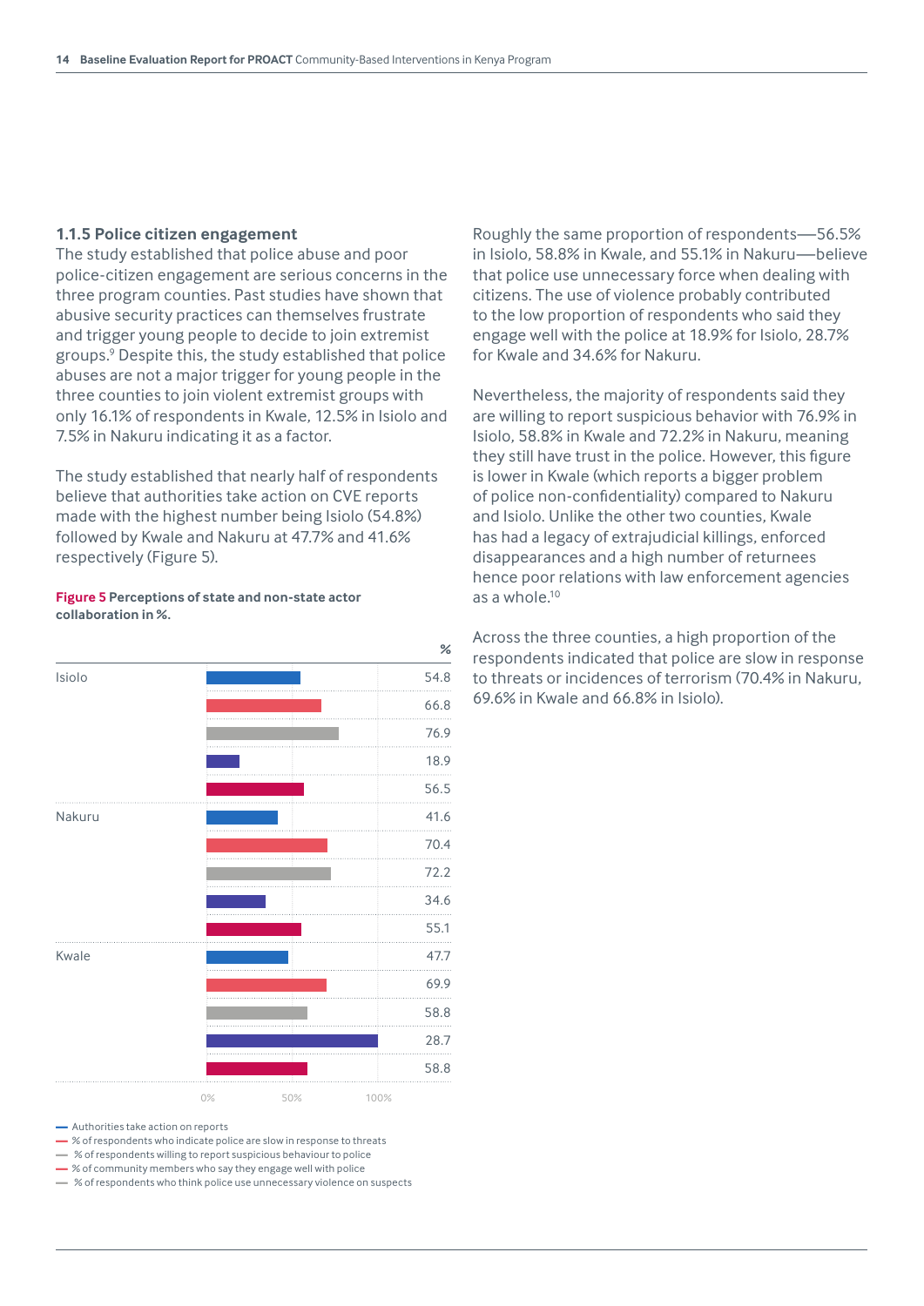### 1.1.5 Police citizen engagement

The study established that police abuse and poor police-citizen engagement are serious concerns in the three program counties. Past studies have shown that abusive security practices can themselves frustrate and trigger young people to decide to join extremist groups.[9] Despite this, the study established that police abuses are not a major trigger for young people in the three counties to join violent extremist groups with only 16.1% of respondents in Kwale, 12.5% in Isiolo and 7.5% in Nakuru indicating it as a factor.

The study established that nearly half of respondents believe that authorities take action on CVE reports made with the highest number being Isiolo (54.8%) followed by Kwale and Nakuru at 47.7% and 41.6% respectively (Figure 5).

**Figure 5 Perceptions of state and non-state actor collaboration in %.**

| County | Indicator | % |
|---|---|---|
| Isiolo | Authorities take action on reports | 54.8 |
| | % of respondents who indicate police are slow in response to threats | 66.8 |
| | % of respondents willing to report suspicious behaviour to police | 76.9 |
| | % of community members who say they engage well with police | 18.9 |
| | % of respondents who think police use unnecessary violence on suspects | 56.5 |
| Nakuru | Authorities take action on reports | 41.6 |
| | % of respondents who indicate police are slow in response to threats | 70.4 |
| | % of respondents willing to report suspicious behaviour to police | 72.2 |
| | % of community members who say they engage well with police | 34.6 |
| | % of respondents who think police use unnecessary violence on suspects | 55.1 |
| Kwale | Authorities take action on reports | 47.7 |
| | % of respondents who indicate police are slow in response to threats | 69.9 |
| | % of respondents willing to report suspicious behaviour to police | 58.8 |
| | % of community members who say they engage well with police | 28.7 |
| | % of respondents who think police use unnecessary violence on suspects | 58.8 |

Roughly the same proportion of respondents—56.5% in Isiolo, 58.8% in Kwale, and 55.1% in Nakuru—believe that police use unnecessary force when dealing with citizens. The use of violence probably contributed to the low proportion of respondents who said they engage well with the police at 18.9% for Isiolo, 28.7% for Kwale and 34.6% for Nakuru.

Nevertheless, the majority of respondents said they are willing to report suspicious behavior with 76.9% in Isiolo, 58.8% in Kwale and 72.2% in Nakuru, meaning they still have trust in the police. However, this figure is lower in Kwale (which reports a bigger problem of police non-confidentiality) compared to Nakuru and Isiolo. Unlike the other two counties, Kwale has had a legacy of extrajudicial killings, enforced disappearances and a high number of returnees hence poor relations with law enforcement agencies as a whole.[10]

Across the three counties, a high proportion of the respondents indicated that police are slow in response to threats or incidences of terrorism (70.4% in Nakuru, 69.6% in Kwale and 66.8% in Isiolo).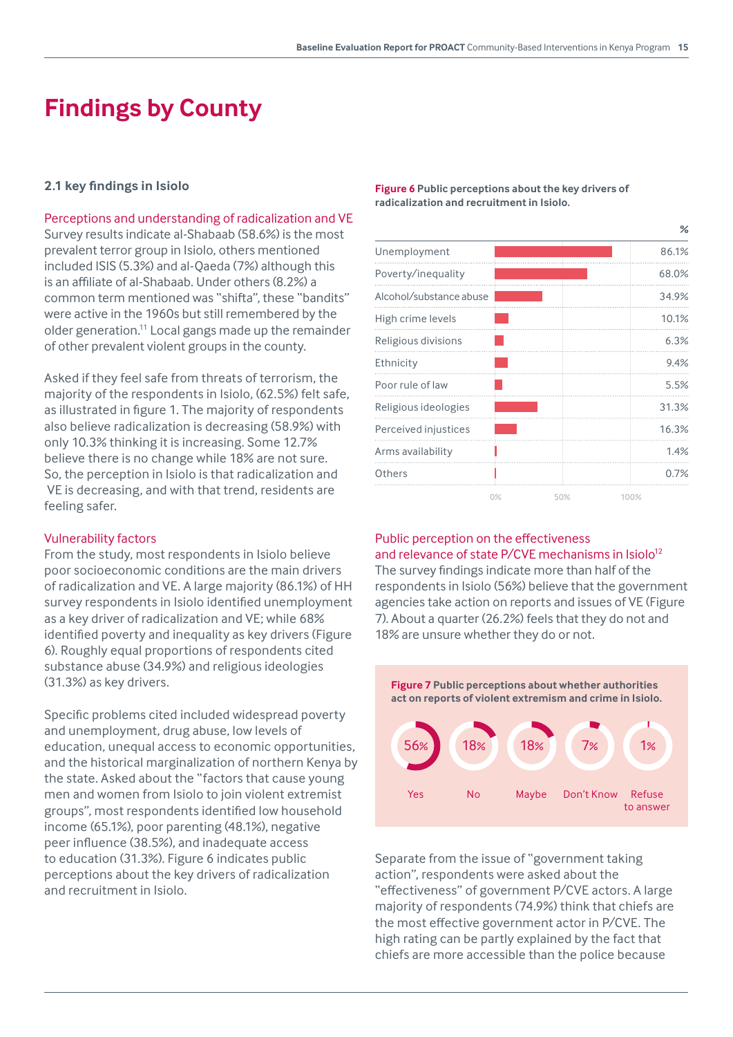# Findings by County

## 2.1 key findings in Isiolo

### Perceptions and understanding of radicalization and VE

Survey results indicate al-Shabaab (58.6%) is the most prevalent terror group in Isiolo, others mentioned included ISIS (5.3%) and al-Qaeda (7%) although this is an affiliate of al-Shabaab. Under others (8.2%) a common term mentioned was "shifta", these "bandits" were active in the 1960s but still remembered by the older generation.[11] Local gangs made up the remainder of other prevalent violent groups in the county.

Asked if they feel safe from threats of terrorism, the majority of the respondents in Isiolo, (62.5%) felt safe, as illustrated in figure 1. The majority of respondents also believe radicalization is decreasing (58.9%) with only 10.3% thinking it is increasing. Some 12.7% believe there is no change while 18% are not sure. So, the perception in Isiolo is that radicalization and VE is decreasing, and with that trend, residents are feeling safer.

### Vulnerability factors

From the study, most respondents in Isiolo believe poor socioeconomic conditions are the main drivers of radicalization and VE. A large majority (86.1%) of HH survey respondents in Isiolo identified unemployment as a key driver of radicalization and VE; while 68% identified poverty and inequality as key drivers (Figure 6). Roughly equal proportions of respondents cited substance abuse (34.9%) and religious ideologies (31.3%) as key drivers.

Specific problems cited included widespread poverty and unemployment, drug abuse, low levels of education, unequal access to economic opportunities, and the historical marginalization of northern Kenya by the state. Asked about the "factors that cause young men and women from Isiolo to join violent extremist groups", most respondents identified low household income (65.1%), poor parenting (48.1%), negative peer influence (38.5%), and inadequate access to education (31.3%). Figure 6 indicates public perceptions about the key drivers of radicalization and recruitment in Isiolo.

**Figure 6** Public perceptions about the key drivers of radicalization and recruitment in Isiolo.

| Driver | % |
|---|---|
| Unemployment | 86.1% |
| Poverty/inequality | 68.0% |
| Alcohol/substance abuse | 34.9% |
| High crime levels | 10.1% |
| Religious divisions | 6.3% |
| Ethnicity | 9.4% |
| Poor rule of law | 5.5% |
| Religious ideologies | 31.3% |
| Perceived injustices | 16.3% |
| Arms availability | 1.4% |
| Others | 0.7% |

### Public perception on the effectiveness and relevance of state P/CVE mechanisms in Isiolo[12]

The survey findings indicate more than half of the respondents in Isiolo (56%) believe that the government agencies take action on reports and issues of VE (Figure 7). About a quarter (26.2%) feels that they do not and 18% are unsure whether they do or not.

**Figure 7** Public perceptions about whether authorities act on reports of violent extremism and crime in Isiolo.

| Yes | No | Maybe | Don't Know | Refuse to answer |
|---|---|---|---|---|
| 56% | 18% | 18% | 7% | 1% |

Separate from the issue of "government taking action", respondents were asked about the "effectiveness" of government P/CVE actors. A large majority of respondents (74.9%) think that chiefs are the most effective government actor in P/CVE. The high rating can be partly explained by the fact that chiefs are more accessible than the police because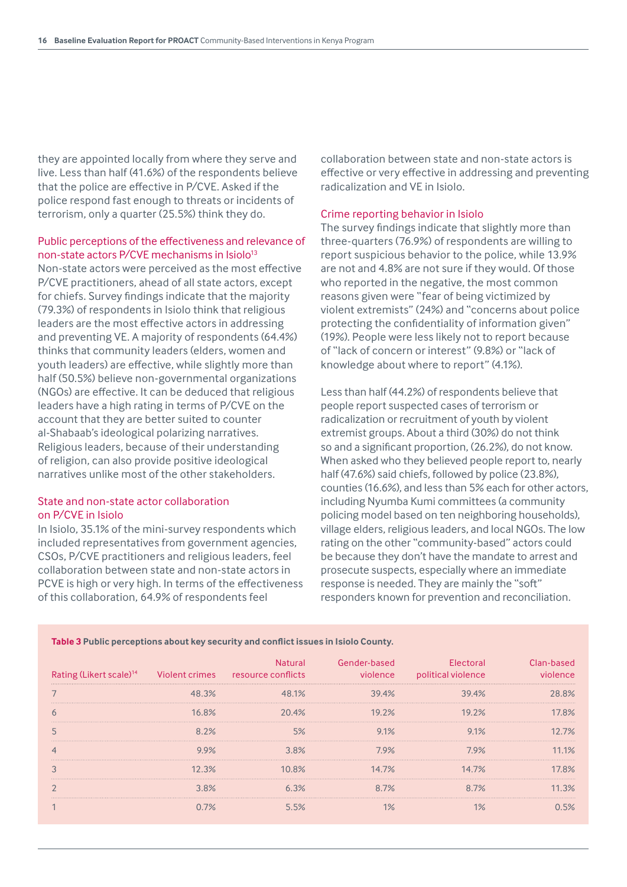they are appointed locally from where they serve and live. Less than half (41.6%) of the respondents believe that the police are effective in P/CVE. Asked if the police respond fast enough to threats or incidents of terrorism, only a quarter (25.5%) think they do.

### Public perceptions of the effectiveness and relevance of non-state actors P/CVE mechanisms in Isiolo[13]

Non-state actors were perceived as the most effective P/CVE practitioners, ahead of all state actors, except for chiefs. Survey findings indicate that the majority (79.3%) of respondents in Isiolo think that religious leaders are the most effective actors in addressing and preventing VE. A majority of respondents (64.4%) thinks that community leaders (elders, women and youth leaders) are effective, while slightly more than half (50.5%) believe non-governmental organizations (NGOs) are effective. It can be deduced that religious leaders have a high rating in terms of P/CVE on the account that they are better suited to counter al-Shabaab's ideological polarizing narratives. Religious leaders, because of their understanding of religion, can also provide positive ideological narratives unlike most of the other stakeholders.

### State and non-state actor collaboration on P/CVE in Isiolo

In Isiolo, 35.1% of the mini-survey respondents which included representatives from government agencies, CSOs, P/CVE practitioners and religious leaders, feel collaboration between state and non-state actors in PCVE is high or very high. In terms of the effectiveness of this collaboration, 64.9% of respondents feel collaboration between state and non-state actors is effective or very effective in addressing and preventing radicalization and VE in Isiolo.

### Crime reporting behavior in Isiolo

The survey findings indicate that slightly more than three-quarters (76.9%) of respondents are willing to report suspicious behavior to the police, while 13.9% are not and 4.8% are not sure if they would. Of those who reported in the negative, the most common reasons given were "fear of being victimized by violent extremists" (24%) and "concerns about police protecting the confidentiality of information given" (19%). People were less likely not to report because of "lack of concern or interest" (9.8%) or "lack of knowledge about where to report" (4.1%).

Less than half (44.2%) of respondents believe that people report suspected cases of terrorism or radicalization or recruitment of youth by violent extremist groups. About a third (30%) do not think so and a significant proportion, (26.2%), do not know. When asked who they believed people report to, nearly half (47.6%) said chiefs, followed by police (23.8%), counties (16.6%), and less than 5% each for other actors, including Nyumba Kumi committees (a community policing model based on ten neighboring households), village elders, religious leaders, and local NGOs. The low rating on the other "community-based" actors could be because they don't have the mandate to arrest and prosecute suspects, especially where an immediate response is needed. They are mainly the "soft" responders known for prevention and reconciliation.

**Table 3** **Public perceptions about key security and conflict issues in Isiolo County.**

| Rating (Likert scale)[14] | Violent crimes | Natural resource conflicts | Gender-based violence | Electoral political violence | Clan-based violence |
|---|---|---|---|---|---|
| 7 | 48.3% | 48.1% | 39.4% | 39.4% | 28.8% |
| 6 | 16.8% | 20.4% | 19.2% | 19.2% | 17.8% |
| 5 | 8.2% | 5% | 9.1% | 9.1% | 12.7% |
| 4 | 9.9% | 3.8% | 7.9% | 7.9% | 11.1% |
| 3 | 12.3% | 10.8% | 14.7% | 14.7% | 17.8% |
| 2 | 3.8% | 6.3% | 8.7% | 8.7% | 11.3% |
| 1 | 0.7% | 5.5% | 1% | 1% | 0.5% |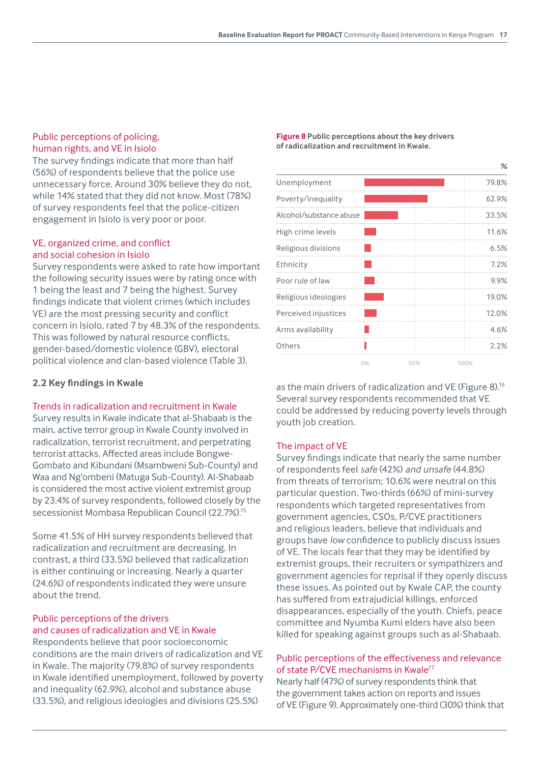### Public perceptions of policing, human rights, and VE in Isiolo

The survey findings indicate that more than half (56%) of respondents believe that the police use unnecessary force. Around 30% believe they do not, while 14% stated that they did not know. Most (78%) of survey respondents feel that the police-citizen engagement in Isiolo is very poor or poor.

### VE, organized crime, and conflict and social cohesion in Isiolo

Survey respondents were asked to rate how important the following security issues were by rating once with 1 being the least and 7 being the highest. Survey findings indicate that violent crimes (which includes VE) are the most pressing security and conflict concern in Isiolo, rated 7 by 48.3% of the respondents. This was followed by natural resource conflicts, gender-based/domestic violence (GBV), electoral political violence and clan-based violence (Table 3).

## 2.2 Key findings in Kwale

### Trends in radicalization and recruitment in Kwale

Survey results in Kwale indicate that al-Shabaab is the main, active terror group in Kwale County involved in radicalization, terrorist recruitment, and perpetrating terrorist attacks. Affected areas include Bongwe-Gombato and Kibundani (Msambweni Sub-County) and Waa and Ng'ombeni (Matuga Sub-County). Al-Shabaab is considered the most active violent extremist group by 23.4% of survey respondents, followed closely by the secessionist Mombasa Republican Council (22.7%).[15]

Some 41.5% of HH survey respondents believed that radicalization and recruitment are decreasing. In contrast, a third (33.5%) believed that radicalization is either continuing or increasing. Nearly a quarter (24.6%) of respondents indicated they were unsure about the trend.

### Public perceptions of the drivers and causes of radicalization and VE in Kwale

Respondents believe that poor socioeconomic conditions are the main drivers of radicalization and VE in Kwale. The majority (79.8%) of survey respondents in Kwale identified unemployment, followed by poverty and inequality (62.9%), alcohol and substance abuse (33.5%), and religious ideologies and divisions (25.5%) as the main drivers of radicalization and VE (Figure 8).[16] Several survey respondents recommended that VE could be addressed by reducing poverty levels through youth job creation.

**Figure 8** **Public perceptions about the key drivers of radicalization and recruitment in Kwale.**

| | % |
|---|---|
| Unemployment | 79.8% |
| Poverty/inequality | 62.9% |
| Alcohol/substance abuse | 33.5% |
| High crime levels | 11.6% |
| Religious divisions | 6.5% |
| Ethnicity | 7.2% |
| Poor rule of law | 9.9% |
| Religious ideologies | 19.0% |
| Perceived injustices | 12.0% |
| Arms availability | 4.6% |
| Others | 2.2% |

### The impact of VE

Survey findings indicate that nearly the same number of respondents feel *safe* (42%) *and unsafe* (44.8%) from threats of terrorism; 10.6% were neutral on this particular question. Two-thirds (66%) of mini-survey respondents which targeted representatives from government agencies, CSOs, P/CVE practitioners and religious leaders, believe that individuals and groups have *low* confidence to publicly discuss issues of VE. The locals fear that they may be identified by extremist groups, their recruiters or sympathizers and government agencies for reprisal if they openly discuss these issues. As pointed out by Kwale CAP, the county has suffered from extrajudicial killings, enforced disappearances, especially of the youth. Chiefs, peace committee and Nyumba Kumi elders have also been killed for speaking against groups such as al-Shabaab.

### Public perceptions of the effectiveness and relevance of state P/CVE mechanisms in Kwale[17]

Nearly half (47%) of survey respondents think that the government takes action on reports and issues of VE (Figure 9). Approximately one-third (30%) think that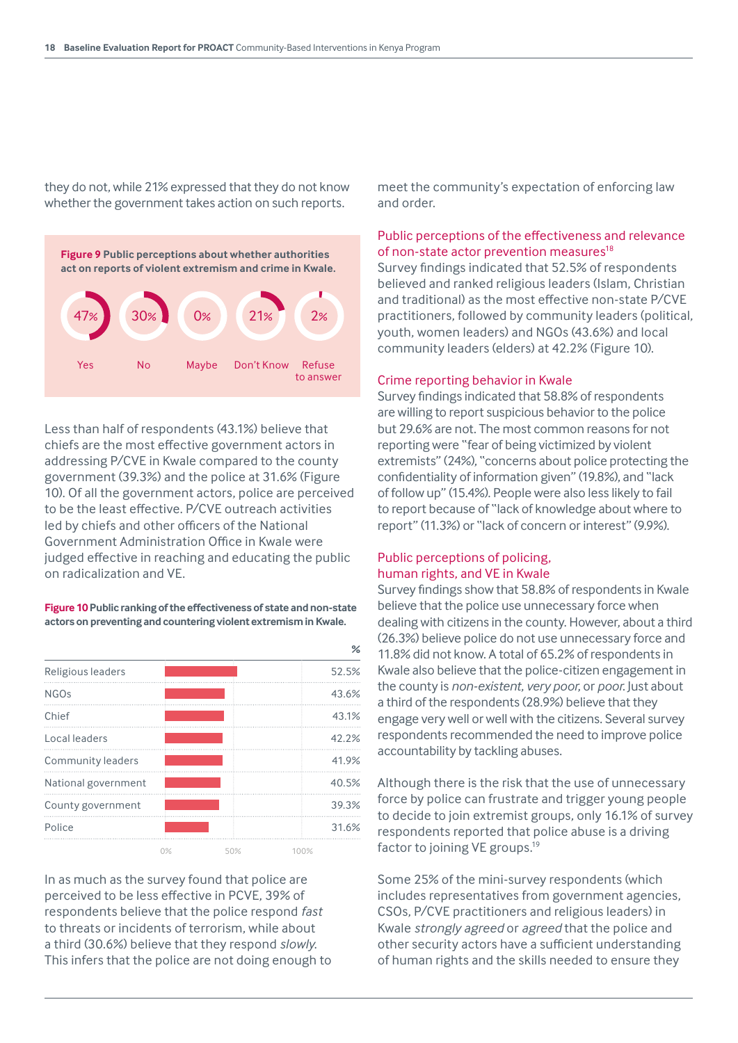they do not, while 21% expressed that they do not know whether the government takes action on such reports.

**Figure 9** Public perceptions about whether authorities act on reports of violent extremism and crime in Kwale.

| Yes | No | Maybe | Don't Know | Refuse to answer |
|---|---|---|---|---|
| 47% | 30% | 0% | 21% | 2% |

Less than half of respondents (43.1%) believe that chiefs are the most effective government actors in addressing P/CVE in Kwale compared to the county government (39.3%) and the police at 31.6% (Figure 10). Of all the government actors, police are perceived to be the least effective. P/CVE outreach activities led by chiefs and other officers of the National Government Administration Office in Kwale were judged effective in reaching and educating the public on radicalization and VE.

**Figure 10** Public ranking of the effectiveness of state and non-state actors on preventing and countering violent extremism in Kwale.

| | % |
|---|---|
| Religious leaders | 52.5% |
| NGOs | 43.6% |
| Chief | 43.1% |
| Local leaders | 42.2% |
| Community leaders | 41.9% |
| National government | 40.5% |
| County government | 39.3% |
| Police | 31.6% |

In as much as the survey found that police are perceived to be less effective in PCVE, 39% of respondents believe that the police respond *fast* to threats or incidents of terrorism, while about a third (30.6%) believe that they respond *slowly*. This infers that the police are not doing enough to meet the community's expectation of enforcing law and order.

### Public perceptions of the effectiveness and relevance of non-state actor prevention measures[18]

Survey findings indicated that 52.5% of respondents believed and ranked religious leaders (Islam, Christian and traditional) as the most effective non-state P/CVE practitioners, followed by community leaders (political, youth, women leaders) and NGOs (43.6%) and local community leaders (elders) at 42.2% (Figure 10).

### Crime reporting behavior in Kwale

Survey findings indicated that 58.8% of respondents are willing to report suspicious behavior to the police but 29.6% are not. The most common reasons for not reporting were "fear of being victimized by violent extremists" (24%), "concerns about police protecting the confidentiality of information given" (19.8%), and "lack of follow up" (15.4%). People were also less likely to fail to report because of "lack of knowledge about where to report" (11.3%) or "lack of concern or interest" (9.9%).

### Public perceptions of policing, human rights, and VE in Kwale

Survey findings show that 58.8% of respondents in Kwale believe that the police use unnecessary force when dealing with citizens in the county. However, about a third (26.3%) believe police do not use unnecessary force and 11.8% did not know. A total of 65.2% of respondents in Kwale also believe that the police-citizen engagement in the county is *non-existent, very poor,* or *poor.* Just about a third of the respondents (28.9%) believe that they engage very well or well with the citizens. Several survey respondents recommended the need to improve police accountability by tackling abuses.

Although there is the risk that the use of unnecessary force by police can frustrate and trigger young people to decide to join extremist groups, only 16.1% of survey respondents reported that police abuse is a driving factor to joining VE groups.[19]

Some 25% of the mini-survey respondents (which includes representatives from government agencies, CSOs, P/CVE practitioners and religious leaders) in Kwale *strongly agreed* or *agreed* that the police and other security actors have a sufficient understanding of human rights and the skills needed to ensure they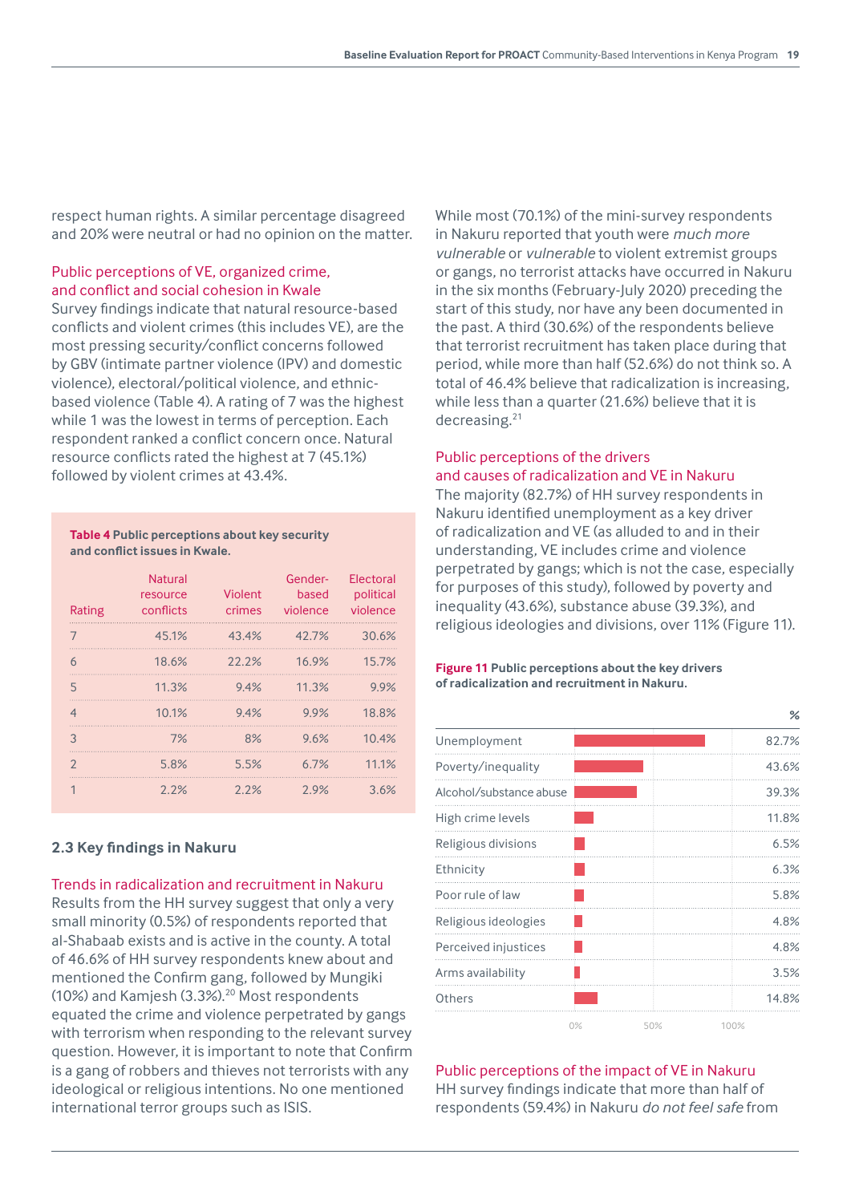respect human rights. A similar percentage disagreed and 20% were neutral or had no opinion on the matter.

### Public perceptions of VE, organized crime, and conflict and social cohesion in Kwale

Survey findings indicate that natural resource-based conflicts and violent crimes (this includes VE), are the most pressing security/conflict concerns followed by GBV (intimate partner violence (IPV) and domestic violence), electoral/political violence, and ethnic-based violence (Table 4). A rating of 7 was the highest while 1 was the lowest in terms of perception. Each respondent ranked a conflict concern once. Natural resource conflicts rated the highest at 7 (45.1%) followed by violent crimes at 43.4%.

**Table 4 Public perceptions about key security and conflict issues in Kwale.**

| Rating | Natural resource conflicts | Violent crimes | Gender-based violence | Electoral political violence |
|---|---|---|---|---|
| 7 | 45.1% | 43.4% | 42.7% | 30.6% |
| 6 | 18.6% | 22.2% | 16.9% | 15.7% |
| 5 | 11.3% | 9.4% | 11.3% | 9.9% |
| 4 | 10.1% | 9.4% | 9.9% | 18.8% |
| 3 | 7% | 8% | 9.6% | 10.4% |
| 2 | 5.8% | 5.5% | 6.7% | 11.1% |
| 1 | 2.2% | 2.2% | 2.9% | 3.6% |

## 2.3 Key findings in Nakuru

### Trends in radicalization and recruitment in Nakuru

Results from the HH survey suggest that only a very small minority (0.5%) of respondents reported that al-Shabaab exists and is active in the county. A total of 46.6% of HH survey respondents knew about and mentioned the Confirm gang, followed by Mungiki (10%) and Kamjesh (3.3%).[20] Most respondents equated the crime and violence perpetrated by gangs with terrorism when responding to the relevant survey question. However, it is important to note that Confirm is a gang of robbers and thieves not terrorists with any ideological or religious intentions. No one mentioned international terror groups such as ISIS.

While most (70.1%) of the mini-survey respondents in Nakuru reported that youth were *much more vulnerable* or *vulnerable* to violent extremist groups or gangs, no terrorist attacks have occurred in Nakuru in the six months (February-July 2020) preceding the start of this study, nor have any been documented in the past. A third (30.6%) of the respondents believe that terrorist recruitment has taken place during that period, while more than half (52.6%) do not think so. A total of 46.4% believe that radicalization is increasing, while less than a quarter (21.6%) believe that it is decreasing.[21]

### Public perceptions of the drivers and causes of radicalization and VE in Nakuru

The majority (82.7%) of HH survey respondents in Nakuru identified unemployment as a key driver of radicalization and VE (as alluded to and in their understanding, VE includes crime and violence perpetrated by gangs; which is not the case, especially for purposes of this study), followed by poverty and inequality (43.6%), substance abuse (39.3%), and religious ideologies and divisions, over 11% (Figure 11).

**Figure 11 Public perceptions about the key drivers of radicalization and recruitment in Nakuru.**

| Driver | % |
|---|---|
| Unemployment | 82.7% |
| Poverty/inequality | 43.6% |
| Alcohol/substance abuse | 39.3% |
| High crime levels | 11.8% |
| Religious divisions | 6.5% |
| Ethnicity | 6.3% |
| Poor rule of law | 5.8% |
| Religious ideologies | 4.8% |
| Perceived injustices | 4.8% |
| Arms availability | 3.5% |
| Others | 14.8% |

### Public perceptions of the impact of VE in Nakuru

HH survey findings indicate that more than half of respondents (59.4%) in Nakuru *do not feel safe* from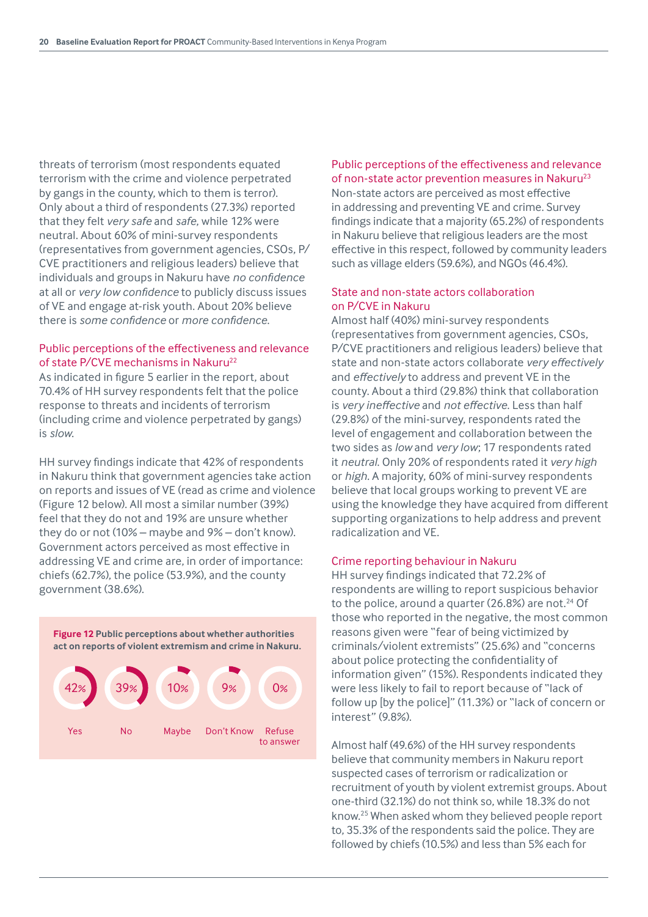threats of terrorism (most respondents equated terrorism with the crime and violence perpetrated by gangs in the county, which to them is terror). Only about a third of respondents (27.3%) reported that they felt *very safe* and *safe*, while 12% were neutral. About 60% of mini-survey respondents (representatives from government agencies, CSOs, P/CVE practitioners and religious leaders) believe that individuals and groups in Nakuru have *no confidence* at all or *very low confidence* to publicly discuss issues of VE and engage at-risk youth. About 20% believe there is *some confidence* or *more confidence*.

### Public perceptions of the effectiveness and relevance of state P/CVE mechanisms in Nakuru[22]

As indicated in figure 5 earlier in the report, about 70.4% of HH survey respondents felt that the police response to threats and incidents of terrorism (including crime and violence perpetrated by gangs) is *slow*.

HH survey findings indicate that 42% of respondents in Nakuru think that government agencies take action on reports and issues of VE (read as crime and violence (Figure 12 below). All most a similar number (39%) feel that they do not and 19% are unsure whether they do or not (10% – maybe and 9% – don't know). Government actors perceived as most effective in addressing VE and crime are, in order of importance: chiefs (62.7%), the police (53.9%), and the county government (38.6%).

**Figure 12** **Public perceptions about whether authorities act on reports of violent extremism and crime in Nakuru.**

| Yes | No | Maybe | Don't Know | Refuse to answer |
|---|---|---|---|---|
| 42% | 39% | 10% | 9% | 0% |

### Public perceptions of the effectiveness and relevance of non-state actor prevention measures in Nakuru[23]

Non-state actors are perceived as most effective in addressing and preventing VE and crime. Survey findings indicate that a majority (65.2%) of respondents in Nakuru believe that religious leaders are the most effective in this respect, followed by community leaders such as village elders (59.6%), and NGOs (46.4%).

### State and non-state actors collaboration on P/CVE in Nakuru

Almost half (40%) mini-survey respondents (representatives from government agencies, CSOs, P/CVE practitioners and religious leaders) believe that state and non-state actors collaborate *very effectively* and *effectively* to address and prevent VE in the county. About a third (29.8%) think that collaboration is *very ineffective* and *not effective*. Less than half (29.8%) of the mini-survey, respondents rated the level of engagement and collaboration between the two sides as *low* and *very low*; 17 respondents rated it *neutral*. Only 20% of respondents rated it *very high* or *high*. A majority, 60% of mini-survey respondents believe that local groups working to prevent VE are using the knowledge they have acquired from different supporting organizations to help address and prevent radicalization and VE.

### Crime reporting behaviour in Nakuru

HH survey findings indicated that 72.2% of respondents are willing to report suspicious behavior to the police, around a quarter (26.8%) are not.[24] Of those who reported in the negative, the most common reasons given were "fear of being victimized by criminals/violent extremists" (25.6%) and "concerns about police protecting the confidentiality of information given" (15%). Respondents indicated they were less likely to fail to report because of "lack of follow up [by the police]" (11.3%) or "lack of concern or interest" (9.8%).

Almost half (49.6%) of the HH survey respondents believe that community members in Nakuru report suspected cases of terrorism or radicalization or recruitment of youth by violent extremist groups. About one-third (32.1%) do not think so, while 18.3% do not know.[25] When asked whom they believed people report to, 35.3% of the respondents said the police. They are followed by chiefs (10.5%) and less than 5% each for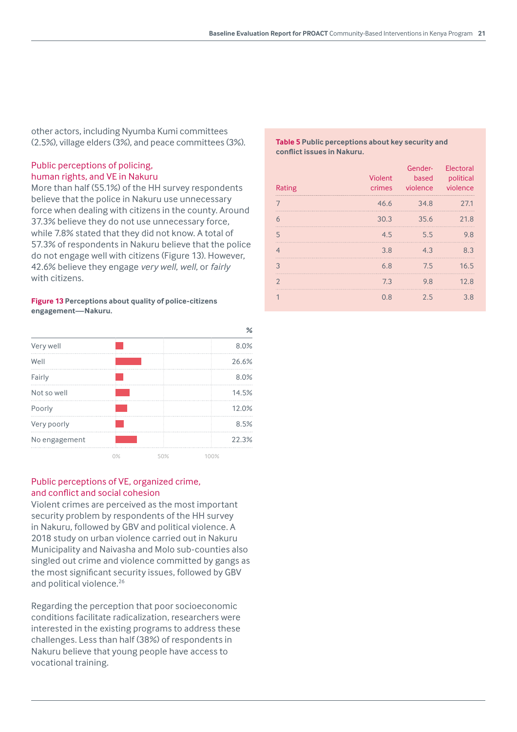other actors, including Nyumba Kumi committees (2.5%), village elders (3%), and peace committees (3%).

## Public perceptions of policing, human rights, and VE in Nakuru

More than half (55.1%) of the HH survey respondents believe that the police in Nakuru use unnecessary force when dealing with citizens in the county. Around 37.3% believe they do not use unnecessary force, while 7.8% stated that they did not know. A total of 57.3% of respondents in Nakuru believe that the police do not engage well with citizens (Figure 13). However, 42.6% believe they engage *very well*, *well*, or *fairly* with citizens.

**Figure 13 Perceptions about quality of police-citizens engagement—Nakuru.**

| | % |
|---|---|
| Very well | 8.0% |
| Well | 26.6% |
| Fairly | 8.0% |
| Not so well | 14.5% |
| Poorly | 12.0% |
| Very poorly | 8.5% |
| No engagement | 22.3% |

## Public perceptions of VE, organized crime, and conflict and social cohesion

Violent crimes are perceived as the most important security problem by respondents of the HH survey in Nakuru, followed by GBV and political violence. A 2018 study on urban violence carried out in Nakuru Municipality and Naivasha and Molo sub-counties also singled out crime and violence committed by gangs as the most significant security issues, followed by GBV and political violence.[26]

Regarding the perception that poor socioeconomic conditions facilitate radicalization, researchers were interested in the existing programs to address these challenges. Less than half (38%) of respondents in Nakuru believe that young people have access to vocational training.

**Table 5 Public perceptions about key security and conflict issues in Nakuru.**

| Rating | Violent crimes | Gender-based violence | Electoral political violence |
|---|---|---|---|
| 7 | 46.6 | 34.8 | 27.1 |
| 6 | 30.3 | 35.6 | 21.8 |
| 5 | 4.5 | 5.5 | 9.8 |
| 4 | 3.8 | 4.3 | 8.3 |
| 3 | 6.8 | 7.5 | 16.5 |
| 2 | 7.3 | 9.8 | 12.8 |
| 1 | 0.8 | 2.5 | 3.8 |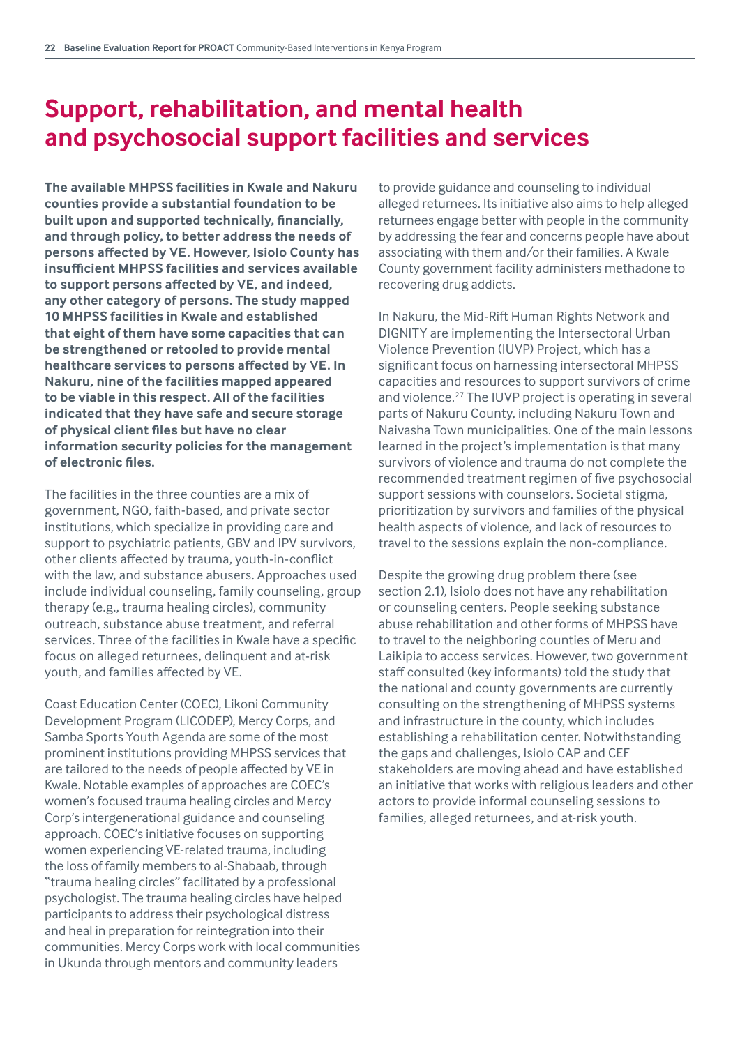# Support, rehabilitation, and mental health and psychosocial support facilities and services

**The available MHPSS facilities in Kwale and Nakuru counties provide a substantial foundation to be built upon and supported technically, financially, and through policy, to better address the needs of persons affected by VE. However, Isiolo County has insufficient MHPSS facilities and services available to support persons affected by VE, and indeed, any other category of persons. The study mapped 10 MHPSS facilities in Kwale and established that eight of them have some capacities that can be strengthened or retooled to provide mental healthcare services to persons affected by VE. In Nakuru, nine of the facilities mapped appeared to be viable in this respect. All of the facilities indicated that they have safe and secure storage of physical client files but have no clear information security policies for the management of electronic files.**

The facilities in the three counties are a mix of government, NGO, faith-based, and private sector institutions, which specialize in providing care and support to psychiatric patients, GBV and IPV survivors, other clients affected by trauma, youth-in-conflict with the law, and substance abusers. Approaches used include individual counseling, family counseling, group therapy (e.g., trauma healing circles), community outreach, substance abuse treatment, and referral services. Three of the facilities in Kwale have a specific focus on alleged returnees, delinquent and at-risk youth, and families affected by VE.

Coast Education Center (COEC), Likoni Community Development Program (LICODEP), Mercy Corps, and Samba Sports Youth Agenda are some of the most prominent institutions providing MHPSS services that are tailored to the needs of people affected by VE in Kwale. Notable examples of approaches are COEC's women's focused trauma healing circles and Mercy Corp's intergenerational guidance and counseling approach. COEC's initiative focuses on supporting women experiencing VE-related trauma, including the loss of family members to al-Shabaab, through "trauma healing circles" facilitated by a professional psychologist. The trauma healing circles have helped participants to address their psychological distress and heal in preparation for reintegration into their communities. Mercy Corps work with local communities in Ukunda through mentors and community leaders to provide guidance and counseling to individual alleged returnees. Its initiative also aims to help alleged returnees engage better with people in the community by addressing the fear and concerns people have about associating with them and/or their families. A Kwale County government facility administers methadone to recovering drug addicts.

In Nakuru, the Mid-Rift Human Rights Network and DIGNITY are implementing the Intersectoral Urban Violence Prevention (IUVP) Project, which has a significant focus on harnessing intersectoral MHPSS capacities and resources to support survivors of crime and violence.[27] The IUVP project is operating in several parts of Nakuru County, including Nakuru Town and Naivasha Town municipalities. One of the main lessons learned in the project's implementation is that many survivors of violence and trauma do not complete the recommended treatment regimen of five psychosocial support sessions with counselors. Societal stigma, prioritization by survivors and families of the physical health aspects of violence, and lack of resources to travel to the sessions explain the non-compliance.

Despite the growing drug problem there (see section 2.1), Isiolo does not have any rehabilitation or counseling centers. People seeking substance abuse rehabilitation and other forms of MHPSS have to travel to the neighboring counties of Meru and Laikipia to access services. However, two government staff consulted (key informants) told the study that the national and county governments are currently consulting on the strengthening of MHPSS systems and infrastructure in the county, which includes establishing a rehabilitation center. Notwithstanding the gaps and challenges, Isiolo CAP and CEF stakeholders are moving ahead and have established an initiative that works with religious leaders and other actors to provide informal counseling sessions to families, alleged returnees, and at-risk youth.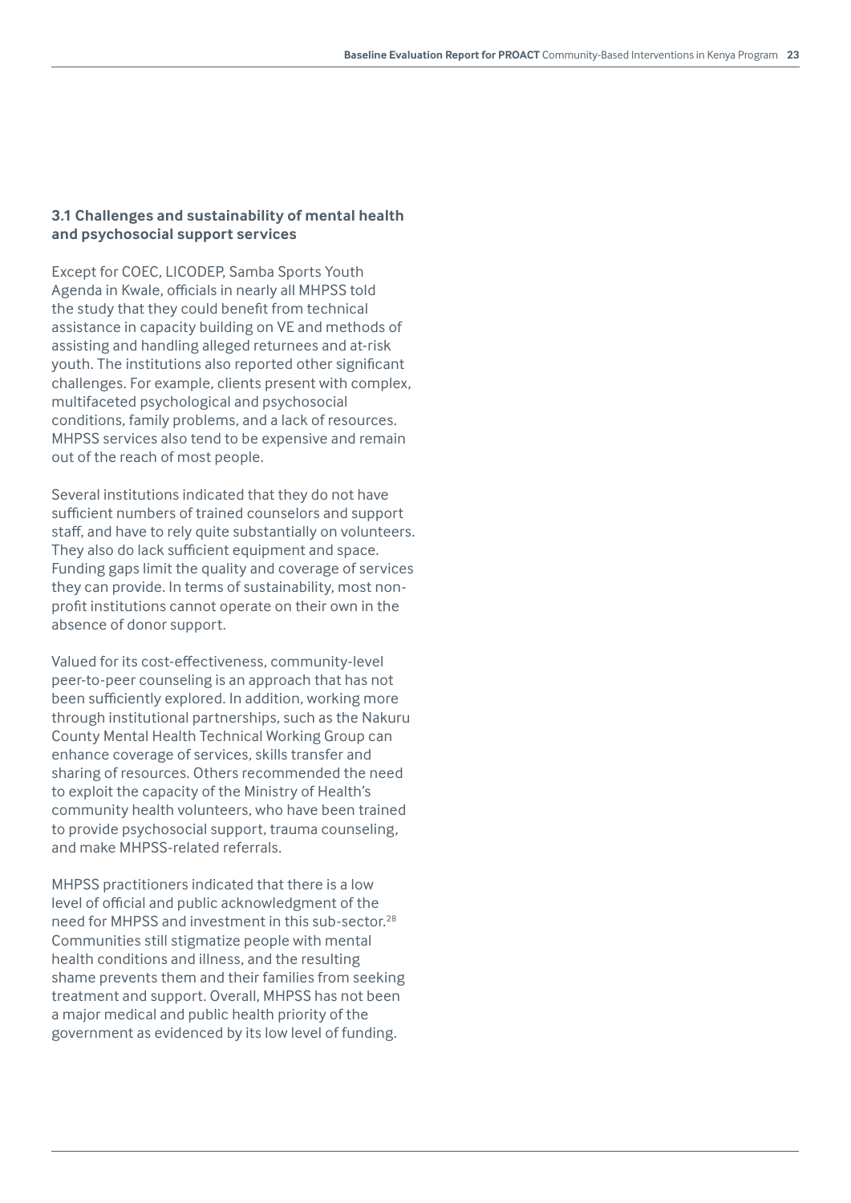### 3.1 Challenges and sustainability of mental health and psychosocial support services

Except for COEC, LICODEP, Samba Sports Youth Agenda in Kwale, officials in nearly all MHPSS told the study that they could benefit from technical assistance in capacity building on VE and methods of assisting and handling alleged returnees and at-risk youth. The institutions also reported other significant challenges. For example, clients present with complex, multifaceted psychological and psychosocial conditions, family problems, and a lack of resources. MHPSS services also tend to be expensive and remain out of the reach of most people.

Several institutions indicated that they do not have sufficient numbers of trained counselors and support staff, and have to rely quite substantially on volunteers. They also do lack sufficient equipment and space. Funding gaps limit the quality and coverage of services they can provide. In terms of sustainability, most non-profit institutions cannot operate on their own in the absence of donor support.

Valued for its cost-effectiveness, community-level peer-to-peer counseling is an approach that has not been sufficiently explored. In addition, working more through institutional partnerships, such as the Nakuru County Mental Health Technical Working Group can enhance coverage of services, skills transfer and sharing of resources. Others recommended the need to exploit the capacity of the Ministry of Health's community health volunteers, who have been trained to provide psychosocial support, trauma counseling, and make MHPSS-related referrals.

MHPSS practitioners indicated that there is a low level of official and public acknowledgment of the need for MHPSS and investment in this sub-sector.[28] Communities still stigmatize people with mental health conditions and illness, and the resulting shame prevents them and their families from seeking treatment and support. Overall, MHPSS has not been a major medical and public health priority of the government as evidenced by its low level of funding.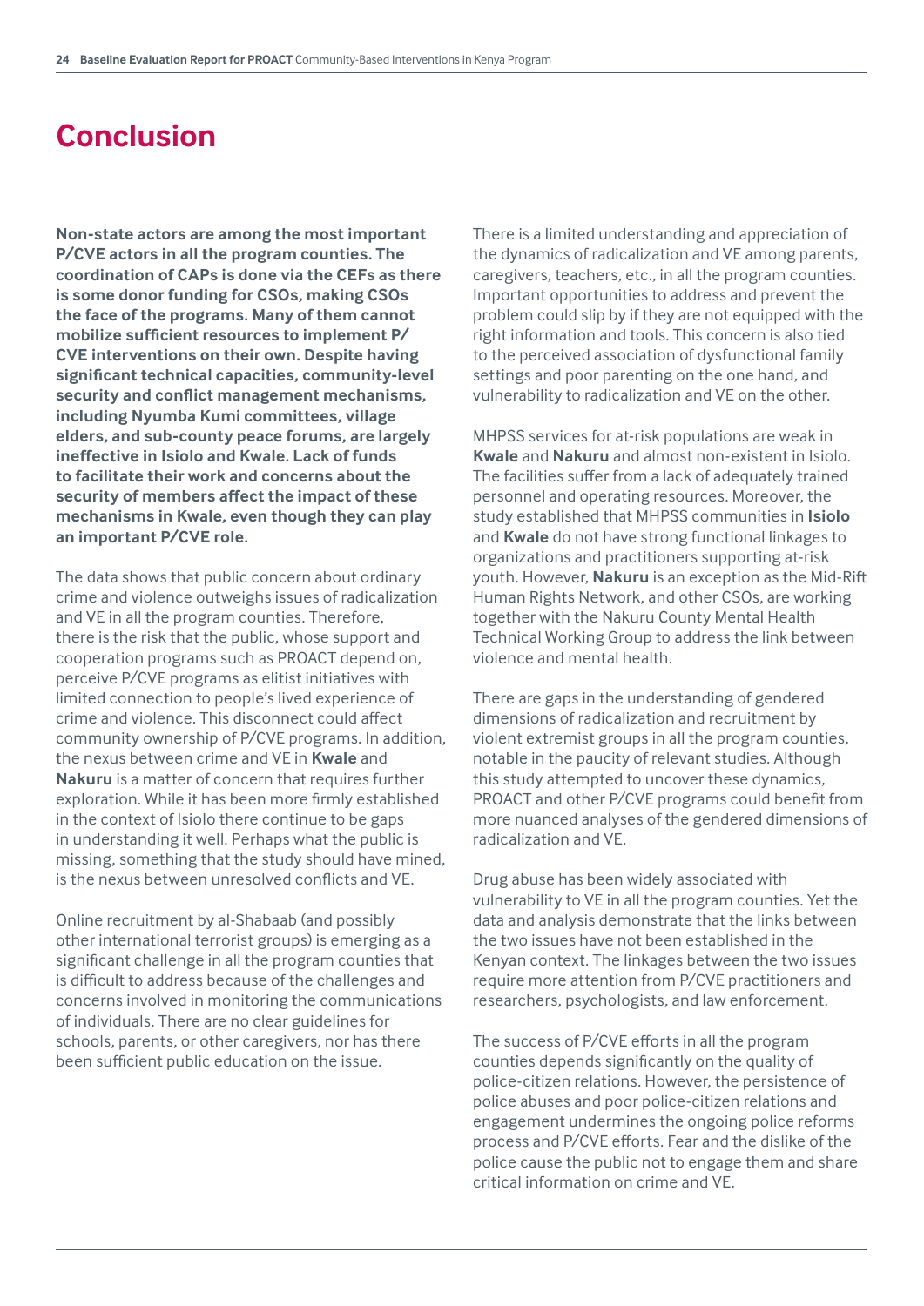# Conclusion

**Non-state actors are among the most important P/CVE actors in all the program counties. The coordination of CAPs is done via the CEFs as there is some donor funding for CSOs, making CSOs the face of the programs. Many of them cannot mobilize sufficient resources to implement P/CVE interventions on their own. Despite having significant technical capacities, community-level security and conflict management mechanisms, including Nyumba Kumi committees, village elders, and sub-county peace forums, are largely ineffective in Isiolo and Kwale. Lack of funds to facilitate their work and concerns about the security of members affect the impact of these mechanisms in Kwale, even though they can play an important P/CVE role.**

The data shows that public concern about ordinary crime and violence outweighs issues of radicalization and VE in all the program counties. Therefore, there is the risk that the public, whose support and cooperation programs such as PROACT depend on, perceive P/CVE programs as elitist initiatives with limited connection to people's lived experience of crime and violence. This disconnect could affect community ownership of P/CVE programs. In addition, the nexus between crime and VE in **Kwale** and **Nakuru** is a matter of concern that requires further exploration. While it has been more firmly established in the context of Isiolo there continue to be gaps in understanding it well. Perhaps what the public is missing, something that the study should have mined, is the nexus between unresolved conflicts and VE.

Online recruitment by al-Shabaab (and possibly other international terrorist groups) is emerging as a significant challenge in all the program counties that is difficult to address because of the challenges and concerns involved in monitoring the communications of individuals. There are no clear guidelines for schools, parents, or other caregivers, nor has there been sufficient public education on the issue.

There is a limited understanding and appreciation of the dynamics of radicalization and VE among parents, caregivers, teachers, etc., in all the program counties. Important opportunities to address and prevent the problem could slip by if they are not equipped with the right information and tools. This concern is also tied to the perceived association of dysfunctional family settings and poor parenting on the one hand, and vulnerability to radicalization and VE on the other.

MHPSS services for at-risk populations are weak in **Kwale** and **Nakuru** and almost non-existent in Isiolo. The facilities suffer from a lack of adequately trained personnel and operating resources. Moreover, the study established that MHPSS communities in **Isiolo** and **Kwale** do not have strong functional linkages to organizations and practitioners supporting at-risk youth. However, **Nakuru** is an exception as the Mid-Rift Human Rights Network, and other CSOs, are working together with the Nakuru County Mental Health Technical Working Group to address the link between violence and mental health.

There are gaps in the understanding of gendered dimensions of radicalization and recruitment by violent extremist groups in all the program counties, notable in the paucity of relevant studies. Although this study attempted to uncover these dynamics, PROACT and other P/CVE programs could benefit from more nuanced analyses of the gendered dimensions of radicalization and VE.

Drug abuse has been widely associated with vulnerability to VE in all the program counties. Yet the data and analysis demonstrate that the links between the two issues have not been established in the Kenyan context. The linkages between the two issues require more attention from P/CVE practitioners and researchers, psychologists, and law enforcement.

The success of P/CVE efforts in all the program counties depends significantly on the quality of police-citizen relations. However, the persistence of police abuses and poor police-citizen relations and engagement undermines the ongoing police reforms process and P/CVE efforts. Fear and the dislike of the police cause the public not to engage them and share critical information on crime and VE.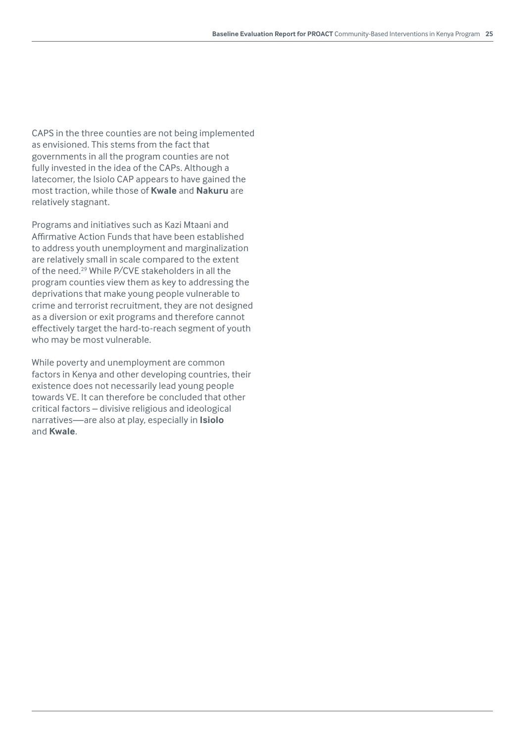CAPS in the three counties are not being implemented as envisioned. This stems from the fact that governments in all the program counties are not fully invested in the idea of the CAPs. Although a latecomer, the Isiolo CAP appears to have gained the most traction, while those of **Kwale** and **Nakuru** are relatively stagnant.

Programs and initiatives such as Kazi Mtaani and Affirmative Action Funds that have been established to address youth unemployment and marginalization are relatively small in scale compared to the extent of the need.[29] While P/CVE stakeholders in all the program counties view them as key to addressing the deprivations that make young people vulnerable to crime and terrorist recruitment, they are not designed as a diversion or exit programs and therefore cannot effectively target the hard-to-reach segment of youth who may be most vulnerable.

While poverty and unemployment are common factors in Kenya and other developing countries, their existence does not necessarily lead young people towards VE. It can therefore be concluded that other critical factors – divisive religious and ideological narratives—are also at play, especially in **Isiolo** and **Kwale**.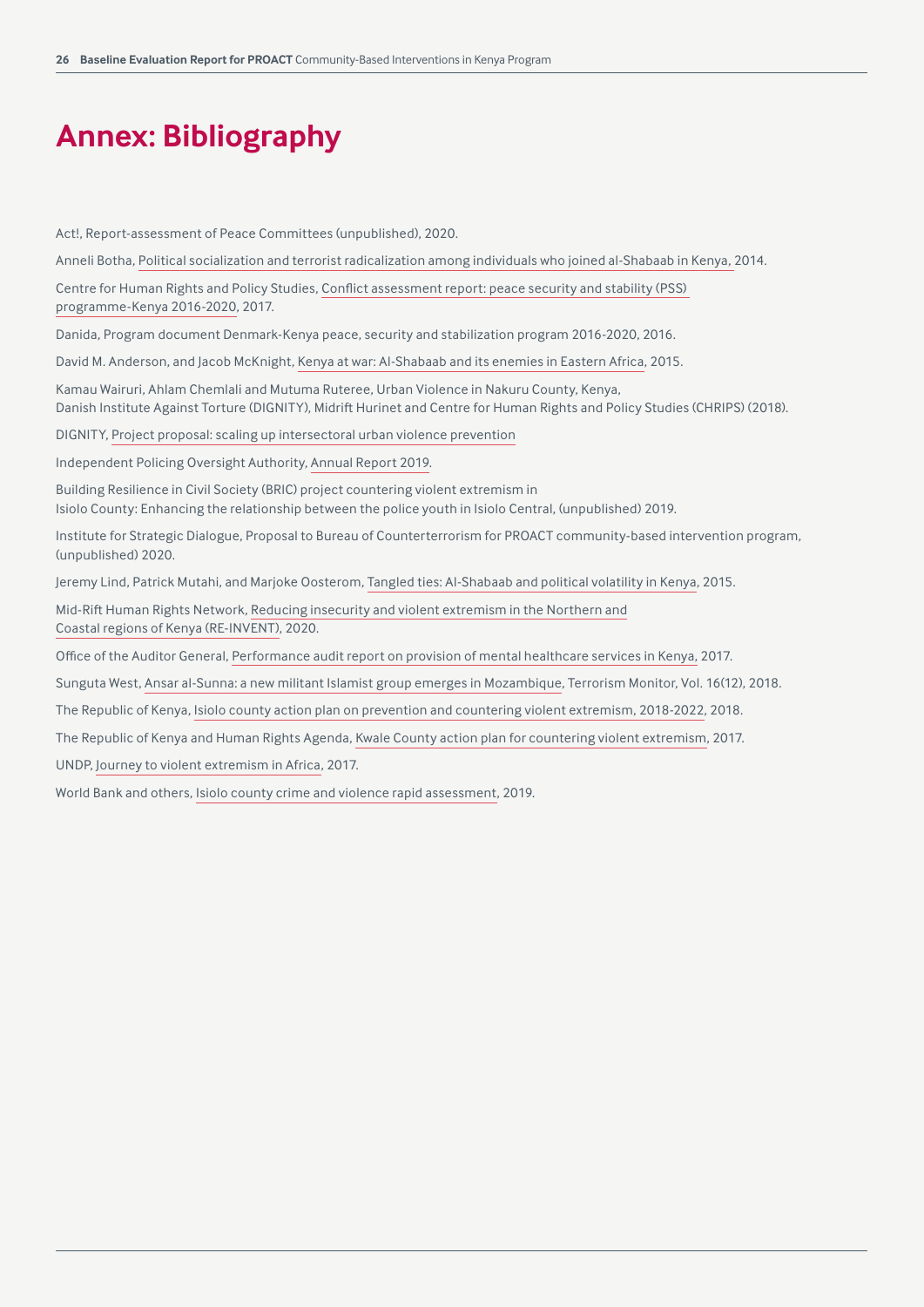# Annex: Bibliography

Act!, Report-assessment of Peace Committees (unpublished), 2020.

Anneli Botha, Political socialization and terrorist radicalization among individuals who joined al-Shabaab in Kenya, 2014.

Centre for Human Rights and Policy Studies, Conflict assessment report: peace security and stability (PSS) programme-Kenya 2016-2020, 2017.

Danida, Program document Denmark-Kenya peace, security and stabilization program 2016-2020, 2016.

David M. Anderson, and Jacob McKnight, Kenya at war: Al-Shabaab and its enemies in Eastern Africa, 2015.

Kamau Wairuri, Ahlam Chemlali and Mutuma Ruteree, Urban Violence in Nakuru County, Kenya, Danish Institute Against Torture (DIGNITY), Midrift Hurinet and Centre for Human Rights and Policy Studies (CHRIPS) (2018).

DIGNITY, Project proposal: scaling up intersectoral urban violence prevention

Independent Policing Oversight Authority, Annual Report 2019.

Building Resilience in Civil Society (BRIC) project countering violent extremism in Isiolo County: Enhancing the relationship between the police youth in Isiolo Central, (unpublished) 2019.

Institute for Strategic Dialogue, Proposal to Bureau of Counterterrorism for PROACT community-based intervention program, (unpublished) 2020.

Jeremy Lind, Patrick Mutahi, and Marjoke Oosterom, Tangled ties: Al-Shabaab and political volatility in Kenya, 2015.

Mid-Rift Human Rights Network, Reducing insecurity and violent extremism in the Northern and Coastal regions of Kenya (RE-INVENT), 2020.

Office of the Auditor General, Performance audit report on provision of mental healthcare services in Kenya, 2017.

Sunguta West, Ansar al-Sunna: a new militant Islamist group emerges in Mozambique, Terrorism Monitor, Vol. 16(12), 2018.

The Republic of Kenya, Isiolo county action plan on prevention and countering violent extremism, 2018-2022, 2018.

The Republic of Kenya and Human Rights Agenda, Kwale County action plan for countering violent extremism, 2017.

UNDP, Journey to violent extremism in Africa, 2017.

World Bank and others, Isiolo county crime and violence rapid assessment, 2019.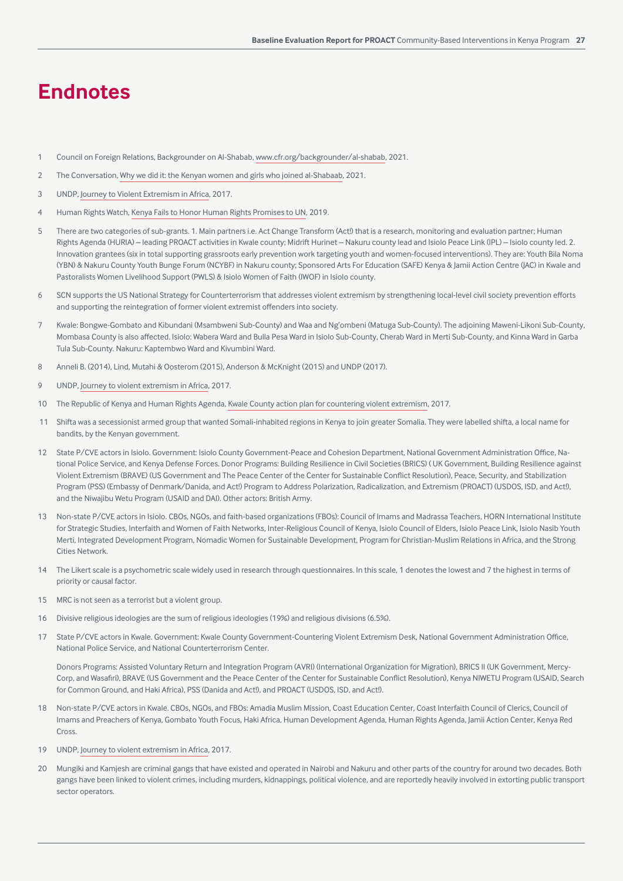# Endnotes

1 Council on Foreign Relations, Backgrounder on Al-Shabab, www.cfr.org/backgrounder/al-shabab, 2021.

2 The Conversation, Why we did it: the Kenyan women and girls who joined al-Shabaab, 2021.

3 UNDP, Journey to Violent Extremism in Africa, 2017.

4 Human Rights Watch, Kenya Fails to Honor Human Rights Promises to UN, 2019.

5 There are two categories of sub-grants. 1. Main partners i.e. Act Change Transform (Act!) that is a research, monitoring and evaluation partner; Human Rights Agenda (HURIA) – leading PROACT activities in Kwale county; Midrift Hurinet – Nakuru county lead and Isiolo Peace Link (IPL) – Isiolo county led. 2. Innovation grantees (six in total supporting grassroots early prevention work targeting youth and women-focused interventions). They are: Youth Bila Noma (YBN) & Nakuru County Youth Bunge Forum (NCYBF) in Nakuru county; Sponsored Arts For Education (SAFE) Kenya & Jamii Action Centre (JAC) in Kwale and Pastoralists Women Livelihood Support (PWLS) & Isiolo Women of Faith (IWOF) in Isiolo county.

6 SCN supports the US National Strategy for Counterterrorism that addresses violent extremism by strengthening local-level civil society prevention efforts and supporting the reintegration of former violent extremist offenders into society.

7 Kwale: Bongwe-Gombato and Kibundani (Msambweni Sub-County) and Waa and Ng'ombeni (Matuga Sub-County). The adjoining Maweni-Likoni Sub-County, Mombasa County is also affected. Isiolo: Wabera Ward and Bulla Pesa Ward in Isiolo Sub-County, Cherab Ward in Merti Sub-County, and Kinna Ward in Garba Tula Sub-County. Nakuru: Kaptembwo Ward and Kivumbini Ward.

8 Anneli B. (2014), Lind, Mutahi & Oosterom (2015), Anderson & McKnight (2015) and UNDP (2017).

9 UNDP, Journey to violent extremism in Africa, 2017.

10 The Republic of Kenya and Human Rights Agenda, Kwale County action plan for countering violent extremism, 2017.

11 Shifta was a secessionist armed group that wanted Somali-inhabited regions in Kenya to join greater Somalia. They were labelled shifta, a local name for bandits, by the Kenyan government.

12 State P/CVE actors in Isiolo. Government: Isiolo County Government-Peace and Cohesion Department, National Government Administration Office, National Police Service, and Kenya Defense Forces. Donor Programs: Building Resilience in Civil Societies (BRICS) ( UK Government, Building Resilience against Violent Extremism (BRAVE) (US Government and The Peace Center of the Center for Sustainable Conflict Resolution), Peace, Security, and Stabilization Program (PSS) (Embassy of Denmark/Danida, and Act!) Program to Address Polarization, Radicalization, and Extremism (PROACT) (USDOS, ISD, and Act!), and the Niwajibu Wetu Program (USAID and DAI). Other actors: British Army.

13 Non-state P/CVE actors in Isiolo. CBOs, NGOs, and faith-based organizations (FBOs): Council of Imams and Madrassa Teachers, HORN International Institute for Strategic Studies, Interfaith and Women of Faith Networks, Inter-Religious Council of Kenya, Isiolo Council of Elders, Isiolo Peace Link, Isiolo Nasib Youth Merti, Integrated Development Program, Nomadic Women for Sustainable Development, Program for Christian-Muslim Relations in Africa, and the Strong Cities Network.

14 The Likert scale is a psychometric scale widely used in research through questionnaires. In this scale, 1 denotes the lowest and 7 the highest in terms of priority or causal factor.

15 MRC is not seen as a terrorist but a violent group.

16 Divisive religious ideologies are the sum of religious ideologies (19%) and religious divisions (6.5%).

17 State P/CVE actors in Kwale. Government: Kwale County Government-Countering Violent Extremism Desk, National Government Administration Office, National Police Service, and National Counterterrorism Center.

Donors Programs: Assisted Voluntary Return and Integration Program (AVRI) (International Organization for Migration), BRICS II (UK Government, Mercy-Corp, and Wasafiri), BRAVE (US Government and the Peace Center of the Center for Sustainable Conflict Resolution), Kenya NIWETU Program (USAID, Search for Common Ground, and Haki Africa), PSS (Danida and Act!), and PROACT (USDOS, ISD, and Act!).

18 Non-state P/CVE actors in Kwale. CBOs, NGOs, and FBOs: Amadia Muslim Mission, Coast Education Center, Coast Interfaith Council of Clerics, Council of Imams and Preachers of Kenya, Gombato Youth Focus, Haki Africa, Human Development Agenda, Human Rights Agenda, Jamii Action Center, Kenya Red Cross.

19 UNDP, Journey to violent extremism in Africa, 2017.

20 Mungiki and Kamjesh are criminal gangs that have existed and operated in Nairobi and Nakuru and other parts of the country for around two decades. Both gangs have been linked to violent crimes, including murders, kidnappings, political violence, and are reportedly heavily involved in extorting public transport sector operators.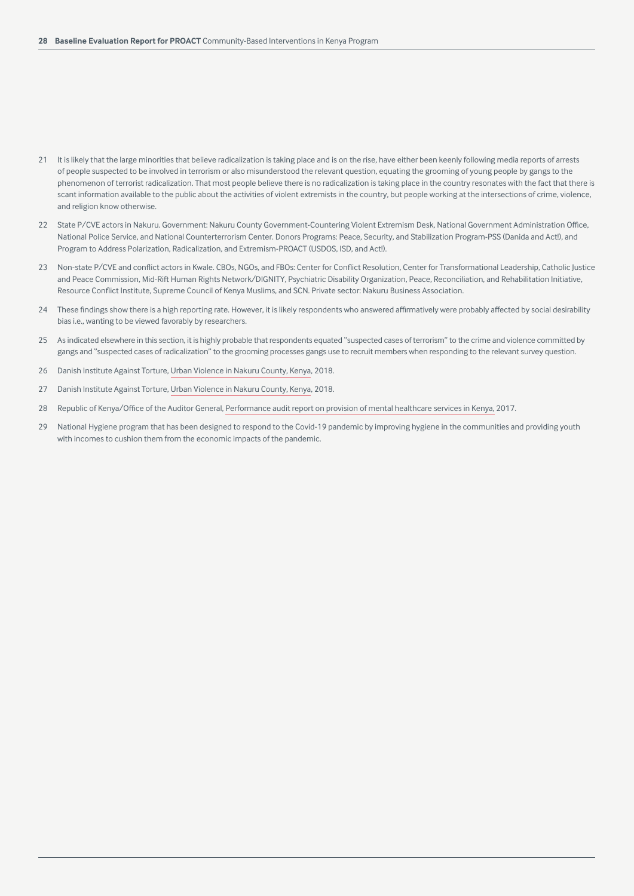21 It is likely that the large minorities that believe radicalization is taking place and is on the rise, have either been keenly following media reports of arrests of people suspected to be involved in terrorism or also misunderstood the relevant question, equating the grooming of young people by gangs to the phenomenon of terrorist radicalization. That most people believe there is no radicalization is taking place in the country resonates with the fact that there is scant information available to the public about the activities of violent extremists in the country, but people working at the intersections of crime, violence, and religion know otherwise.

22 State P/CVE actors in Nakuru. Government: Nakuru County Government-Countering Violent Extremism Desk, National Government Administration Office, National Police Service, and National Counterterrorism Center. Donors Programs: Peace, Security, and Stabilization Program-PSS (Danida and Act!), and Program to Address Polarization, Radicalization, and Extremism-PROACT (USDOS, ISD, and Act!).

23 Non-state P/CVE and conflict actors in Kwale. CBOs, NGOs, and FBOs: Center for Conflict Resolution, Center for Transformational Leadership, Catholic Justice and Peace Commission, Mid-Rift Human Rights Network/DIGNITY, Psychiatric Disability Organization, Peace, Reconciliation, and Rehabilitation Initiative, Resource Conflict Institute, Supreme Council of Kenya Muslims, and SCN. Private sector: Nakuru Business Association.

24 These findings show there is a high reporting rate. However, it is likely respondents who answered affirmatively were probably affected by social desirability bias i.e., wanting to be viewed favorably by researchers.

25 As indicated elsewhere in this section, it is highly probable that respondents equated "suspected cases of terrorism" to the crime and violence committed by gangs and "suspected cases of radicalization" to the grooming processes gangs use to recruit members when responding to the relevant survey question.

26 Danish Institute Against Torture, Urban Violence in Nakuru County, Kenya, 2018.

27 Danish Institute Against Torture, Urban Violence in Nakuru County, Kenya, 2018.

28 Republic of Kenya/Office of the Auditor General, Performance audit report on provision of mental healthcare services in Kenya, 2017.

29 National Hygiene program that has been designed to respond to the Covid-19 pandemic by improving hygiene in the communities and providing youth with incomes to cushion them from the economic impacts of the pandemic.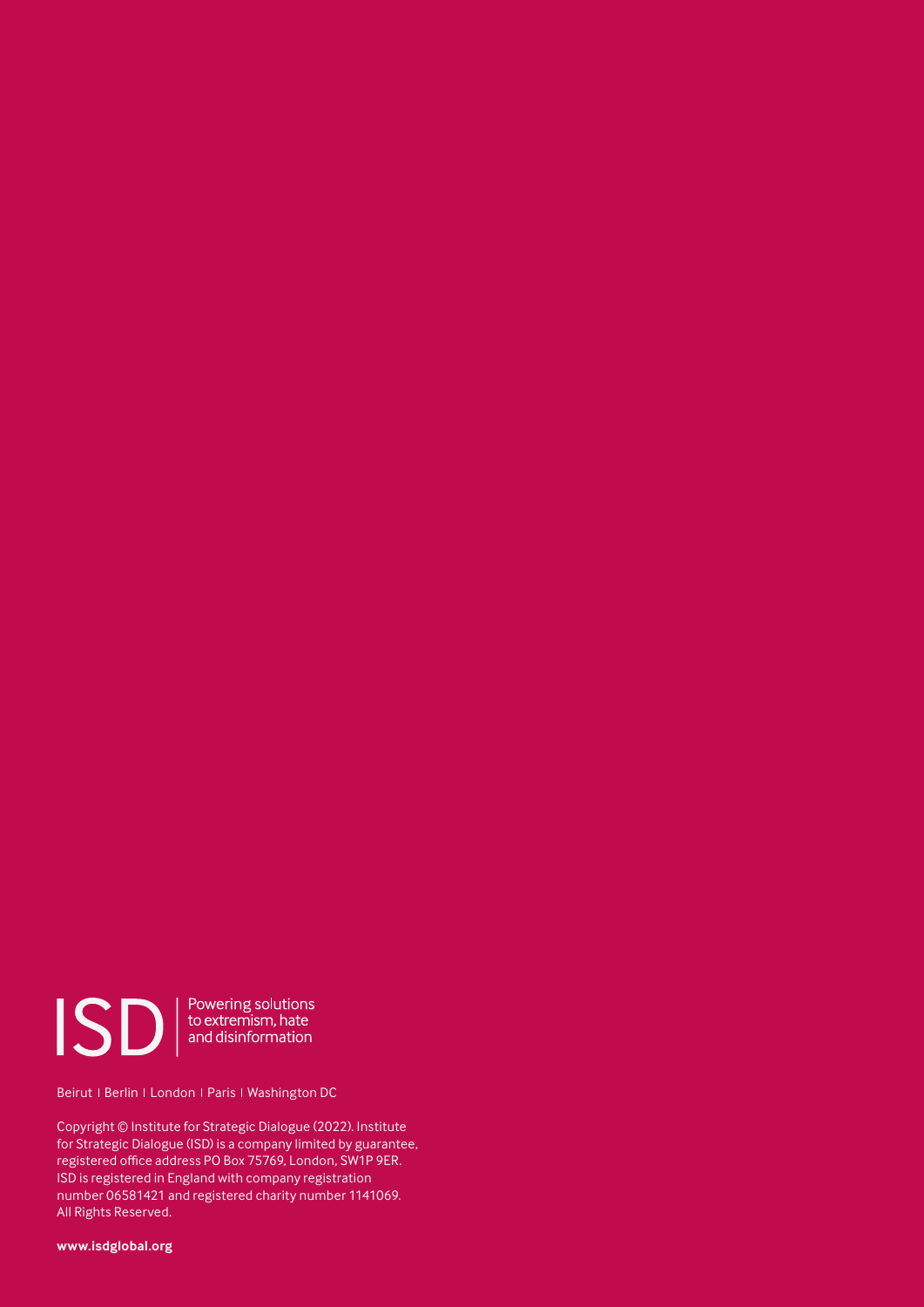ISD | Powering solutions to extremism, hate and disinformation

Beirut | Berlin | London | Paris | Washington DC

Copyright © Institute for Strategic Dialogue (2022). Institute for Strategic Dialogue (ISD) is a company limited by guarantee, registered office address PO Box 75769, London, SW1P 9ER. ISD is registered in England with company registration number 06581421 and registered charity number 1141069. All Rights Reserved.

**www.isdglobal.org**